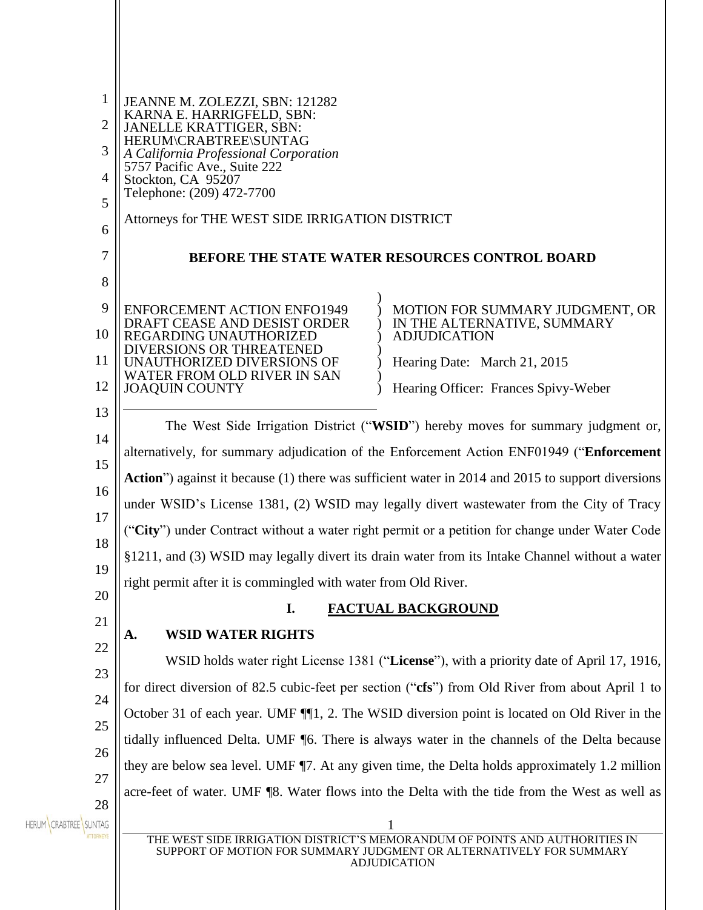JEANNE M. ZOLEZZI, SBN: 121282
KARNA E. HARRIGFELD, SBN:
JANELLE KRATTIGER, SBN:
HERUM\CRABTREE\SUNTAG
*A California Professional Corporation*
5757 Pacific Ave., Suite 222
Stockton, CA 95207
Telephone: (209) 472-7700

Attorneys for THE WEST SIDE IRRIGATION DISTRICT

**BEFORE THE STATE WATER RESOURCES CONTROL BOARD**

ENFORCEMENT ACTION ENFO1949 DRAFT CEASE AND DESIST ORDER REGARDING UNAUTHORIZED DIVERSIONS OR THREATENED UNAUTHORIZED DIVERSIONS OF WATER FROM OLD RIVER IN SAN JOAQUIN COUNTY

MOTION FOR SUMMARY JUDGMENT, OR IN THE ALTERNATIVE, SUMMARY ADJUDICATION

Hearing Date: March 21, 2015

Hearing Officer: Frances Spivy-Weber

The West Side Irrigation District ("**WSID**") hereby moves for summary judgment or, alternatively, for summary adjudication of the Enforcement Action ENF01949 ("**Enforcement Action**") against it because (1) there was sufficient water in 2014 and 2015 to support diversions under WSID's License 1381, (2) WSID may legally divert wastewater from the City of Tracy ("**City**") under Contract without a water right permit or a petition for change under Water Code §1211, and (3) WSID may legally divert its drain water from its Intake Channel without a water right permit after it is commingled with water from Old River.

## I. FACTUAL BACKGROUND

### A. WSID WATER RIGHTS

WSID holds water right License 1381 ("**License**"), with a priority date of April 17, 1916, for direct diversion of 82.5 cubic-feet per section ("**cfs**") from Old River from about April 1 to October 31 of each year. UMF ¶¶1, 2. The WSID diversion point is located on Old River in the tidally influenced Delta. UMF ¶6. There is always water in the channels of the Delta because they are below sea level. UMF ¶7. At any given time, the Delta holds approximately 1.2 million acre-feet of water. UMF ¶8. Water flows into the Delta with the tide from the West as well as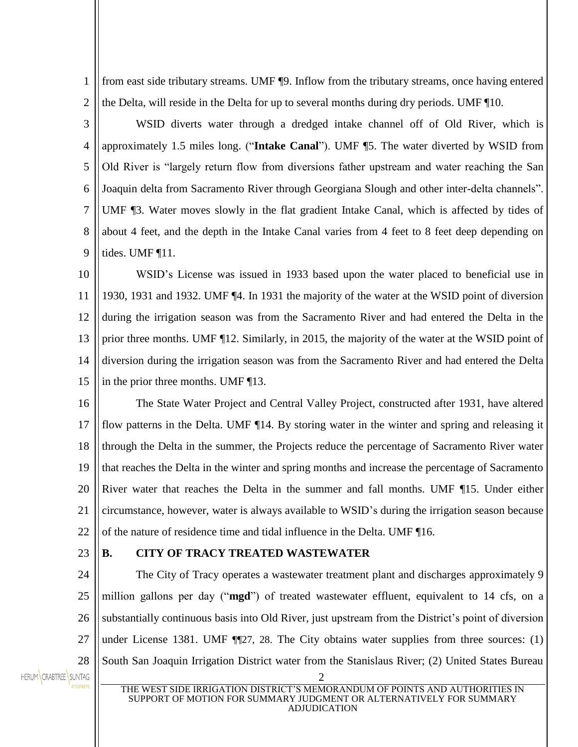from east side tributary streams. UMF ¶9. Inflow from the tributary streams, once having entered the Delta, will reside in the Delta for up to several months during dry periods. UMF ¶10.

WSID diverts water through a dredged intake channel off of Old River, which is approximately 1.5 miles long. ("**Intake Canal**"). UMF ¶5. The water diverted by WSID from Old River is "largely return flow from diversions father upstream and water reaching the San Joaquin delta from Sacramento River through Georgiana Slough and other inter-delta channels". UMF ¶3. Water moves slowly in the flat gradient Intake Canal, which is affected by tides of about 4 feet, and the depth in the Intake Canal varies from 4 feet to 8 feet deep depending on tides. UMF ¶11.

WSID's License was issued in 1933 based upon the water placed to beneficial use in 1930, 1931 and 1932. UMF ¶4. In 1931 the majority of the water at the WSID point of diversion during the irrigation season was from the Sacramento River and had entered the Delta in the prior three months. UMF ¶12. Similarly, in 2015, the majority of the water at the WSID point of diversion during the irrigation season was from the Sacramento River and had entered the Delta in the prior three months. UMF ¶13.

The State Water Project and Central Valley Project, constructed after 1931, have altered flow patterns in the Delta. UMF ¶14. By storing water in the winter and spring and releasing it through the Delta in the summer, the Projects reduce the percentage of Sacramento River water that reaches the Delta in the winter and spring months and increase the percentage of Sacramento River water that reaches the Delta in the summer and fall months. UMF ¶15. Under either circumstance, however, water is always available to WSID's during the irrigation season because of the nature of residence time and tidal influence in the Delta. UMF ¶16.

## B. CITY OF TRACY TREATED WASTEWATER

The City of Tracy operates a wastewater treatment plant and discharges approximately 9 million gallons per day ("**mgd**") of treated wastewater effluent, equivalent to 14 cfs, on a substantially continuous basis into Old River, just upstream from the District's point of diversion under License 1381. UMF ¶¶27, 28. The City obtains water supplies from three sources: (1) South San Joaquin Irrigation District water from the Stanislaus River; (2) United States Bureau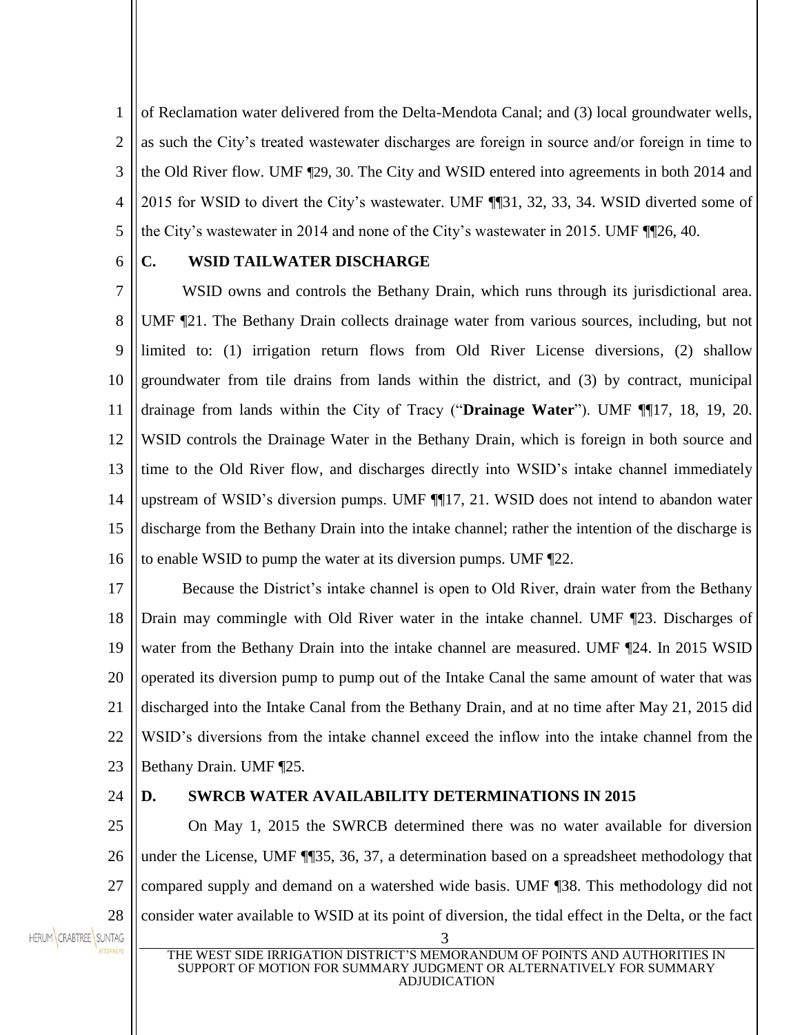of Reclamation water delivered from the Delta-Mendota Canal; and (3) local groundwater wells, as such the City's treated wastewater discharges are foreign in source and/or foreign in time to the Old River flow. UMF ¶29, 30. The City and WSID entered into agreements in both 2014 and 2015 for WSID to divert the City's wastewater. UMF ¶¶31, 32, 33, 34. WSID diverted some of the City's wastewater in 2014 and none of the City's wastewater in 2015. UMF ¶¶26, 40.

### C. WSID TAILWATER DISCHARGE

WSID owns and controls the Bethany Drain, which runs through its jurisdictional area. UMF ¶21. The Bethany Drain collects drainage water from various sources, including, but not limited to: (1) irrigation return flows from Old River License diversions, (2) shallow groundwater from tile drains from lands within the district, and (3) by contract, municipal drainage from lands within the City of Tracy ("**Drainage Water**"). UMF ¶¶17, 18, 19, 20. WSID controls the Drainage Water in the Bethany Drain, which is foreign in both source and time to the Old River flow, and discharges directly into WSID's intake channel immediately upstream of WSID's diversion pumps. UMF ¶¶17, 21. WSID does not intend to abandon water discharge from the Bethany Drain into the intake channel; rather the intention of the discharge is to enable WSID to pump the water at its diversion pumps. UMF ¶22.

Because the District's intake channel is open to Old River, drain water from the Bethany Drain may commingle with Old River water in the intake channel. UMF ¶23. Discharges of water from the Bethany Drain into the intake channel are measured. UMF ¶24. In 2015 WSID operated its diversion pump to pump out of the Intake Canal the same amount of water that was discharged into the Intake Canal from the Bethany Drain, and at no time after May 21, 2015 did WSID's diversions from the intake channel exceed the inflow into the intake channel from the Bethany Drain. UMF ¶25.

### D. SWRCB WATER AVAILABILITY DETERMINATIONS IN 2015

On May 1, 2015 the SWRCB determined there was no water available for diversion under the License, UMF ¶¶35, 36, 37, a determination based on a spreadsheet methodology that compared supply and demand on a watershed wide basis. UMF ¶38. This methodology did not consider water available to WSID at its point of diversion, the tidal effect in the Delta, or the fact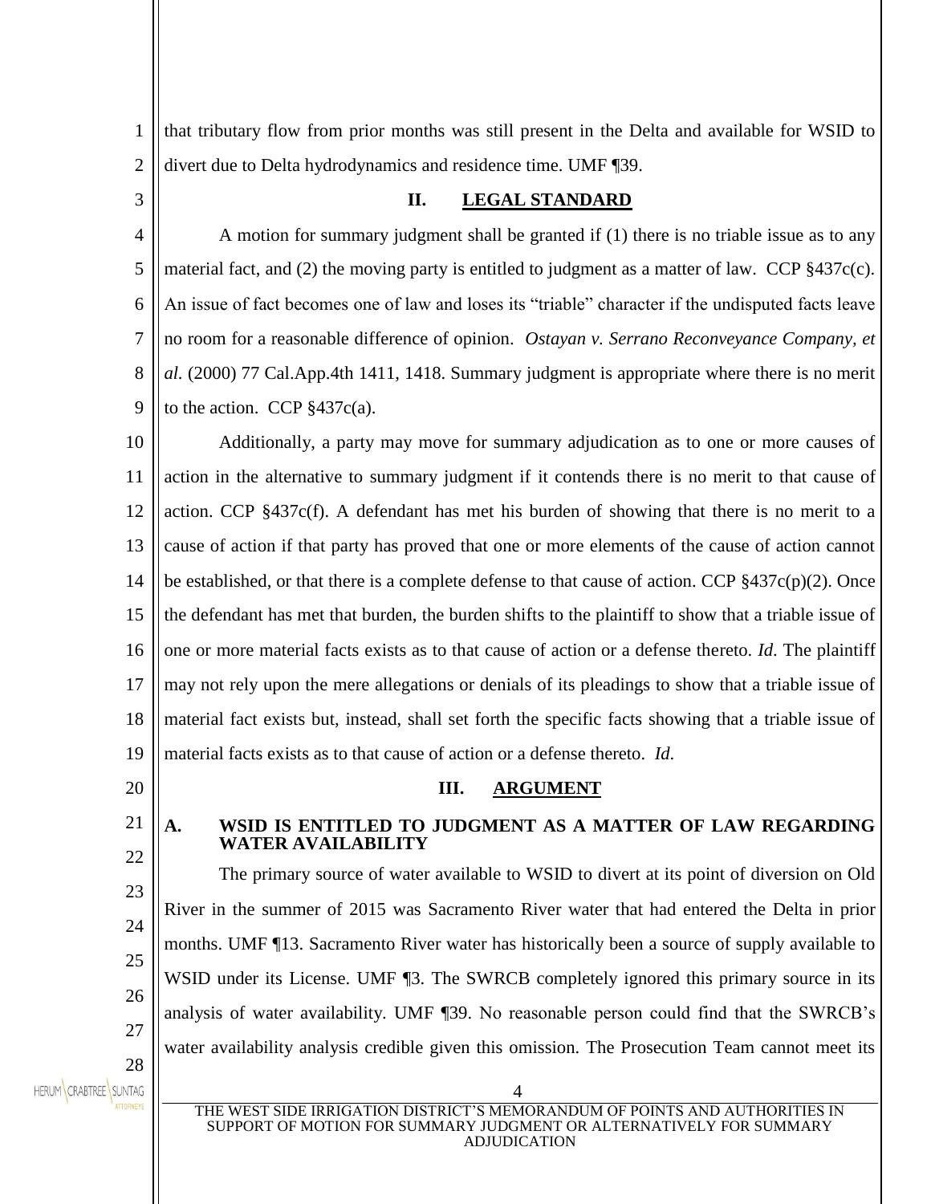that tributary flow from prior months was still present in the Delta and available for WSID to divert due to Delta hydrodynamics and residence time. UMF ¶39.

## II. LEGAL STANDARD

A motion for summary judgment shall be granted if (1) there is no triable issue as to any material fact, and (2) the moving party is entitled to judgment as a matter of law. CCP §437c(c). An issue of fact becomes one of law and loses its "triable" character if the undisputed facts leave no room for a reasonable difference of opinion. *Ostayan v. Serrano Reconveyance Company, et al.* (2000) 77 Cal.App.4th 1411, 1418. Summary judgment is appropriate where there is no merit to the action. CCP §437c(a).

Additionally, a party may move for summary adjudication as to one or more causes of action in the alternative to summary judgment if it contends there is no merit to that cause of action. CCP §437c(f). A defendant has met his burden of showing that there is no merit to a cause of action if that party has proved that one or more elements of the cause of action cannot be established, or that there is a complete defense to that cause of action. CCP §437c(p)(2). Once the defendant has met that burden, the burden shifts to the plaintiff to show that a triable issue of one or more material facts exists as to that cause of action or a defense thereto. *Id*. The plaintiff may not rely upon the mere allegations or denials of its pleadings to show that a triable issue of material fact exists but, instead, shall set forth the specific facts showing that a triable issue of material facts exists as to that cause of action or a defense thereto. *Id*.

## III. ARGUMENT

### A. WSID IS ENTITLED TO JUDGMENT AS A MATTER OF LAW REGARDING WATER AVAILABILITY

The primary source of water available to WSID to divert at its point of diversion on Old River in the summer of 2015 was Sacramento River water that had entered the Delta in prior months. UMF ¶13. Sacramento River water has historically been a source of supply available to WSID under its License. UMF ¶3. The SWRCB completely ignored this primary source in its analysis of water availability. UMF ¶39. No reasonable person could find that the SWRCB's water availability analysis credible given this omission. The Prosecution Team cannot meet its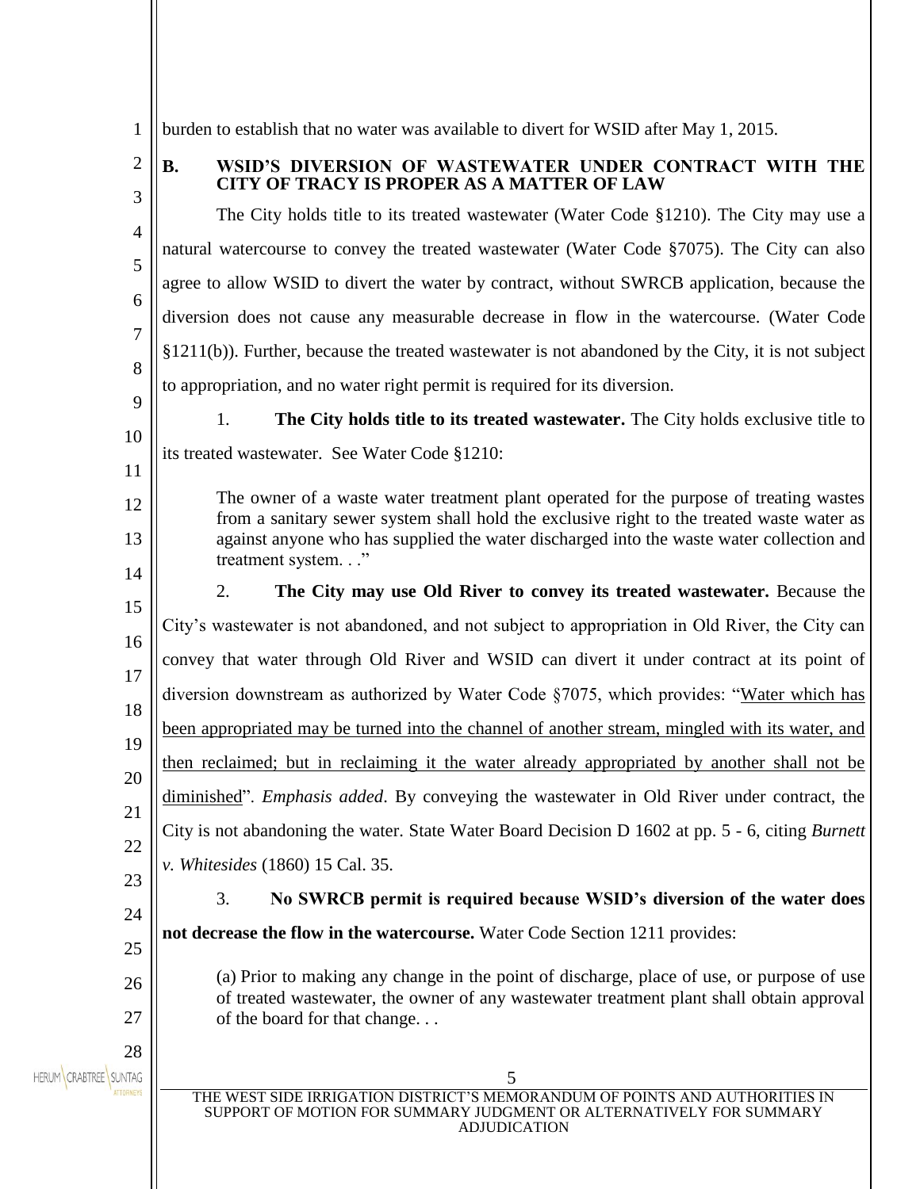burden to establish that no water was available to divert for WSID after May 1, 2015.

### B. WSID'S DIVERSION OF WASTEWATER UNDER CONTRACT WITH THE CITY OF TRACY IS PROPER AS A MATTER OF LAW

The City holds title to its treated wastewater (Water Code §1210). The City may use a natural watercourse to convey the treated wastewater (Water Code §7075). The City can also agree to allow WSID to divert the water by contract, without SWRCB application, because the diversion does not cause any measurable decrease in flow in the watercourse. (Water Code §1211(b)). Further, because the treated wastewater is not abandoned by the City, it is not subject to appropriation, and no water right permit is required for its diversion.

1. **The City holds title to its treated wastewater.** The City holds exclusive title to its treated wastewater. See Water Code §1210:

> The owner of a waste water treatment plant operated for the purpose of treating wastes from a sanitary sewer system shall hold the exclusive right to the treated waste water as against anyone who has supplied the water discharged into the waste water collection and treatment system. . ."

2. **The City may use Old River to convey its treated wastewater.** Because the City's wastewater is not abandoned, and not subject to appropriation in Old River, the City can convey that water through Old River and WSID can divert it under contract at its point of diversion downstream as authorized by Water Code §7075, which provides: "<u>Water which has been appropriated may be turned into the channel of another stream, mingled with its water, and then reclaimed; but in reclaiming it the water already appropriated by another shall not be diminished</u>". *Emphasis added*. By conveying the wastewater in Old River under contract, the City is not abandoning the water. State Water Board Decision D 1602 at pp. 5 - 6, citing *Burnett v. Whitesides* (1860) 15 Cal. 35.

3. **No SWRCB permit is required because WSID's diversion of the water does not decrease the flow in the watercourse.** Water Code Section 1211 provides:

> (a) Prior to making any change in the point of discharge, place of use, or purpose of use of treated wastewater, the owner of any wastewater treatment plant shall obtain approval of the board for that change. . .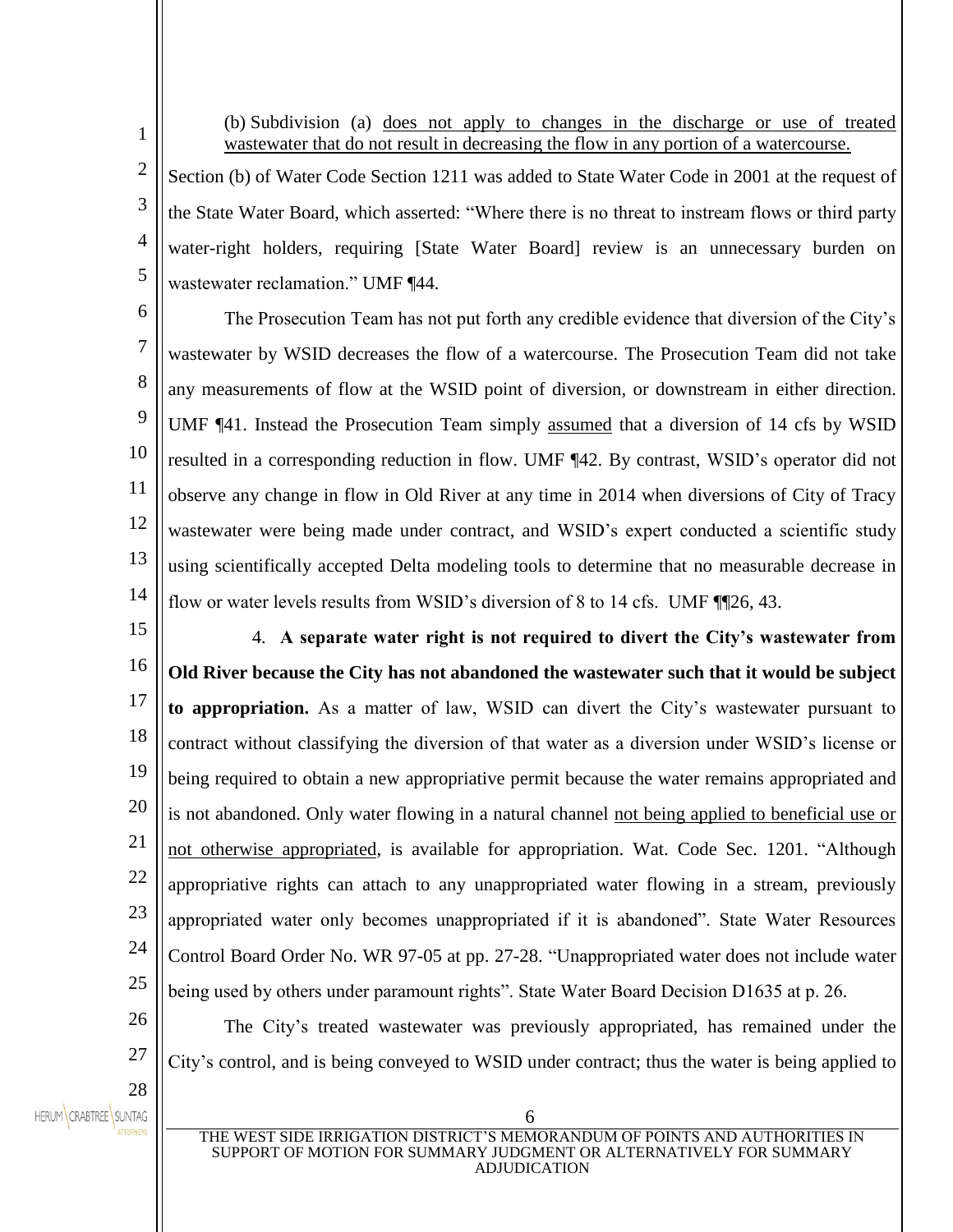(b) Subdivision (a) <u>does not apply to changes in the discharge or use of treated wastewater that do not result in decreasing the flow in any portion of a watercourse.</u>

Section (b) of Water Code Section 1211 was added to State Water Code in 2001 at the request of the State Water Board, which asserted: "Where there is no threat to instream flows or third party water-right holders, requiring [State Water Board] review is an unnecessary burden on wastewater reclamation." UMF ¶44.

The Prosecution Team has not put forth any credible evidence that diversion of the City's wastewater by WSID decreases the flow of a watercourse. The Prosecution Team did not take any measurements of flow at the WSID point of diversion, or downstream in either direction. UMF ¶41. Instead the Prosecution Team simply <u>assumed</u> that a diversion of 14 cfs by WSID resulted in a corresponding reduction in flow. UMF ¶42. By contrast, WSID's operator did not observe any change in flow in Old River at any time in 2014 when diversions of City of Tracy wastewater were being made under contract, and WSID's expert conducted a scientific study using scientifically accepted Delta modeling tools to determine that no measurable decrease in flow or water levels results from WSID's diversion of 8 to 14 cfs. UMF ¶¶26, 43.

4. **A separate water right is not required to divert the City's wastewater from Old River because the City has not abandoned the wastewater such that it would be subject to appropriation.** As a matter of law, WSID can divert the City's wastewater pursuant to contract without classifying the diversion of that water as a diversion under WSID's license or being required to obtain a new appropriative permit because the water remains appropriated and is not abandoned. Only water flowing in a natural channel <u>not being applied to beneficial use or not otherwise appropriated</u>, is available for appropriation. Wat. Code Sec. 1201. "Although appropriative rights can attach to any unappropriated water flowing in a stream, previously appropriated water only becomes unappropriated if it is abandoned". State Water Resources Control Board Order No. WR 97-05 at pp. 27-28. "Unappropriated water does not include water being used by others under paramount rights". State Water Board Decision D1635 at p. 26.

The City's treated wastewater was previously appropriated, has remained under the City's control, and is being conveyed to WSID under contract; thus the water is being applied to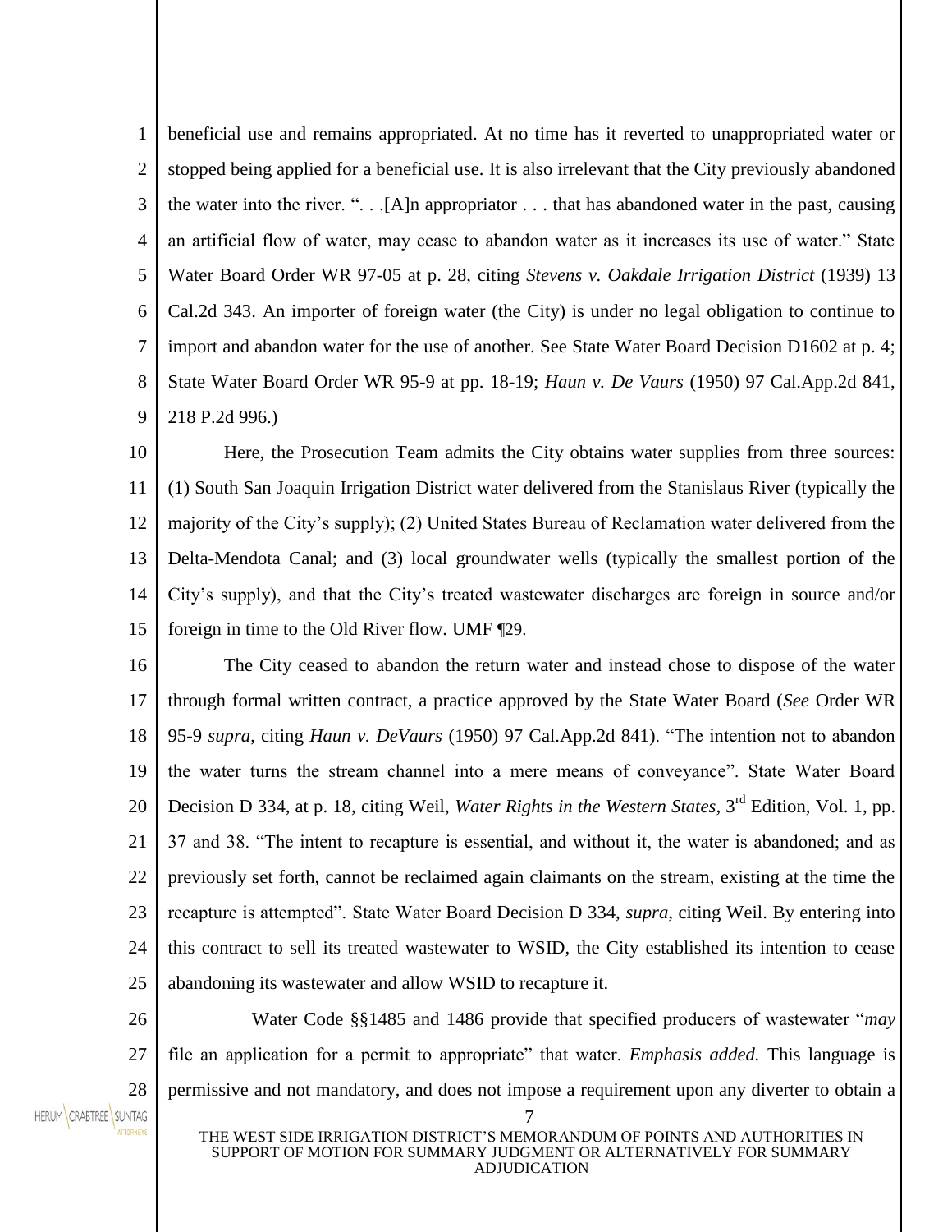beneficial use and remains appropriated. At no time has it reverted to unappropriated water or stopped being applied for a beneficial use. It is also irrelevant that the City previously abandoned the water into the river. ". . .[A]n appropriator . . . that has abandoned water in the past, causing an artificial flow of water, may cease to abandon water as it increases its use of water." State Water Board Order WR 97-05 at p. 28, citing *Stevens v. Oakdale Irrigation District* (1939) 13 Cal.2d 343. An importer of foreign water (the City) is under no legal obligation to continue to import and abandon water for the use of another. See State Water Board Decision D1602 at p. 4; State Water Board Order WR 95-9 at pp. 18-19; *Haun v. De Vaurs* (1950) 97 Cal.App.2d 841, 218 P.2d 996.)

Here, the Prosecution Team admits the City obtains water supplies from three sources: (1) South San Joaquin Irrigation District water delivered from the Stanislaus River (typically the majority of the City's supply); (2) United States Bureau of Reclamation water delivered from the Delta-Mendota Canal; and (3) local groundwater wells (typically the smallest portion of the City's supply), and that the City's treated wastewater discharges are foreign in source and/or foreign in time to the Old River flow. UMF ¶29.

The City ceased to abandon the return water and instead chose to dispose of the water through formal written contract, a practice approved by the State Water Board (*See* Order WR 95-9 *supra*, citing *Haun v. DeVaurs* (1950) 97 Cal.App.2d 841). "The intention not to abandon the water turns the stream channel into a mere means of conveyance". State Water Board Decision D 334, at p. 18, citing Weil, *Water Rights in the Western States*, 3rd Edition, Vol. 1, pp. 37 and 38. "The intent to recapture is essential, and without it, the water is abandoned; and as previously set forth, cannot be reclaimed again claimants on the stream, existing at the time the recapture is attempted". State Water Board Decision D 334, *supra*, citing Weil. By entering into this contract to sell its treated wastewater to WSID, the City established its intention to cease abandoning its wastewater and allow WSID to recapture it.

Water Code §§1485 and 1486 provide that specified producers of wastewater "*may* file an application for a permit to appropriate" that water. *Emphasis added.* This language is permissive and not mandatory, and does not impose a requirement upon any diverter to obtain a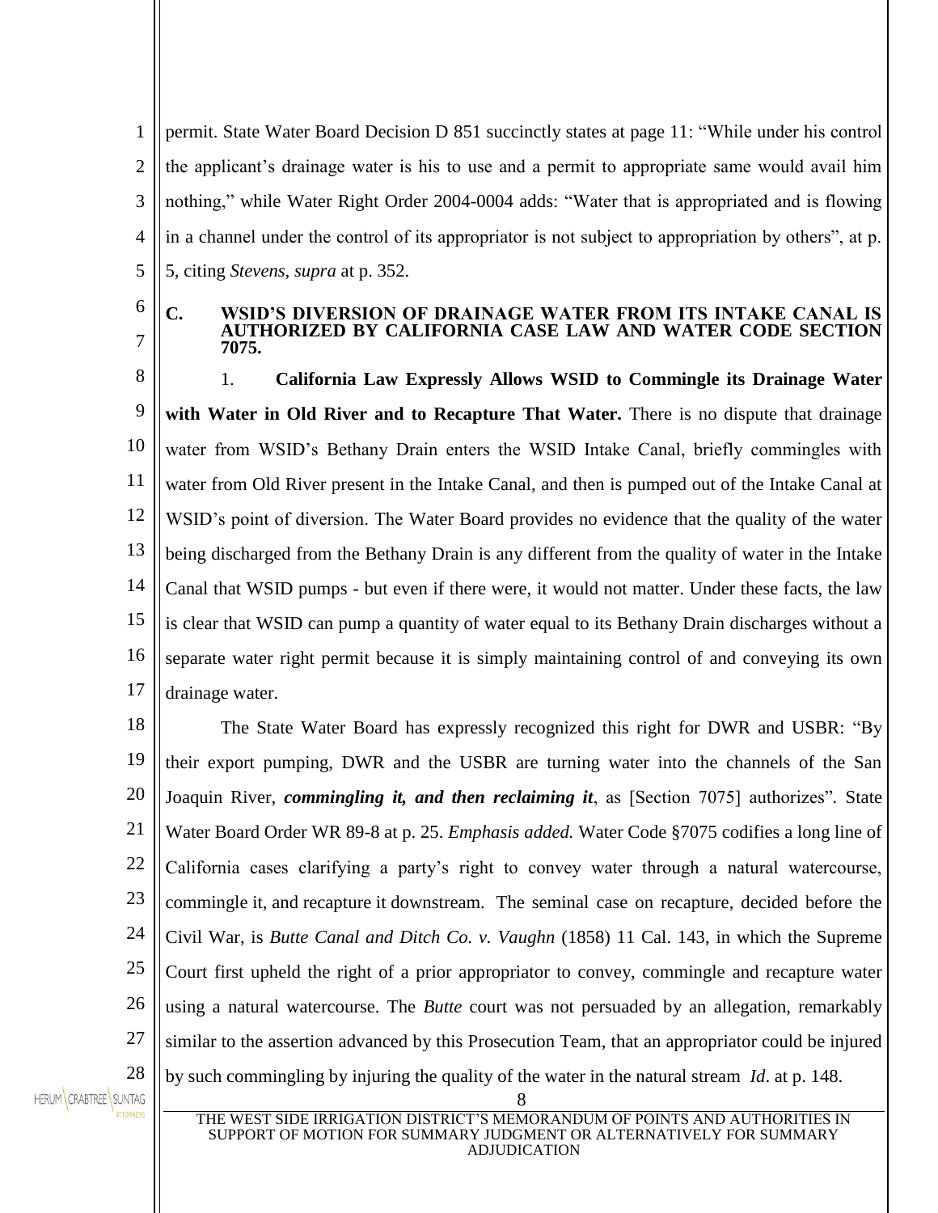permit. State Water Board Decision D 851 succinctly states at page 11: "While under his control the applicant's drainage water is his to use and a permit to appropriate same would avail him nothing," while Water Right Order 2004-0004 adds: "Water that is appropriated and is flowing in a channel under the control of its appropriator is not subject to appropriation by others", at p. 5, citing *Stevens*, *supra* at p. 352.

### C. WSID'S DIVERSION OF DRAINAGE WATER FROM ITS INTAKE CANAL IS AUTHORIZED BY CALIFORNIA CASE LAW AND WATER CODE SECTION 7075.

1. **California Law Expressly Allows WSID to Commingle its Drainage Water with Water in Old River and to Recapture That Water.** There is no dispute that drainage water from WSID's Bethany Drain enters the WSID Intake Canal, briefly commingles with water from Old River present in the Intake Canal, and then is pumped out of the Intake Canal at WSID's point of diversion. The Water Board provides no evidence that the quality of the water being discharged from the Bethany Drain is any different from the quality of water in the Intake Canal that WSID pumps - but even if there were, it would not matter. Under these facts, the law is clear that WSID can pump a quantity of water equal to its Bethany Drain discharges without a separate water right permit because it is simply maintaining control of and conveying its own drainage water.

The State Water Board has expressly recognized this right for DWR and USBR: "By their export pumping, DWR and the USBR are turning water into the channels of the San Joaquin River, ***commingling it, and then reclaiming it***, as [Section 7075] authorizes". State Water Board Order WR 89-8 at p. 25. *Emphasis added.* Water Code §7075 codifies a long line of California cases clarifying a party's right to convey water through a natural watercourse, commingle it, and recapture it downstream. The seminal case on recapture, decided before the Civil War, is *Butte Canal and Ditch Co. v. Vaughn* (1858) 11 Cal. 143, in which the Supreme Court first upheld the right of a prior appropriator to convey, commingle and recapture water using a natural watercourse. The *Butte* court was not persuaded by an allegation, remarkably similar to the assertion advanced by this Prosecution Team, that an appropriator could be injured by such commingling by injuring the quality of the water in the natural stream *Id*. at p. 148.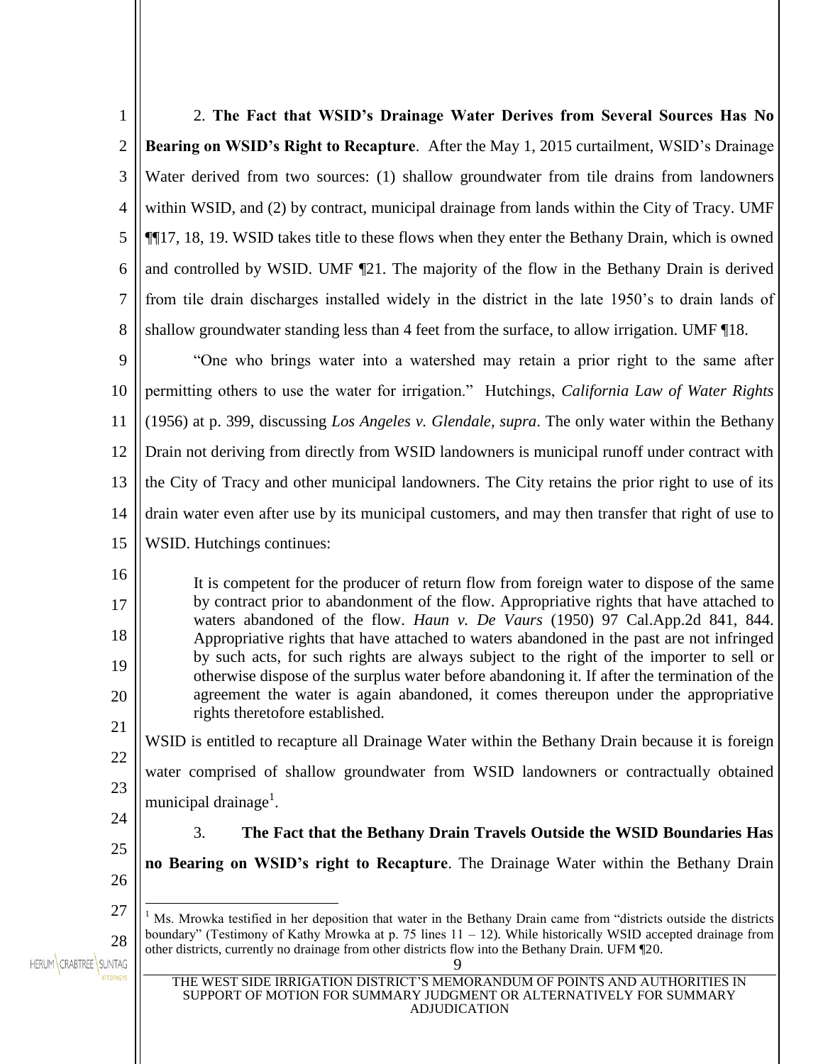2. **The Fact that WSID's Drainage Water Derives from Several Sources Has No Bearing on WSID's Right to Recapture**. After the May 1, 2015 curtailment, WSID's Drainage Water derived from two sources: (1) shallow groundwater from tile drains from landowners within WSID, and (2) by contract, municipal drainage from lands within the City of Tracy. UMF ¶¶17, 18, 19. WSID takes title to these flows when they enter the Bethany Drain, which is owned and controlled by WSID. UMF ¶21. The majority of the flow in the Bethany Drain is derived from tile drain discharges installed widely in the district in the late 1950's to drain lands of shallow groundwater standing less than 4 feet from the surface, to allow irrigation. UMF ¶18.

"One who brings water into a watershed may retain a prior right to the same after permitting others to use the water for irrigation." Hutchings, *California Law of Water Rights* (1956) at p. 399, discussing *Los Angeles v. Glendale, supra*. The only water within the Bethany Drain not deriving from directly from WSID landowners is municipal runoff under contract with the City of Tracy and other municipal landowners. The City retains the prior right to use of its drain water even after use by its municipal customers, and may then transfer that right of use to WSID. Hutchings continues:

> It is competent for the producer of return flow from foreign water to dispose of the same by contract prior to abandonment of the flow. Appropriative rights that have attached to waters abandoned of the flow. *Haun v. De Vaurs* (1950) 97 Cal.App.2d 841, 844. Appropriative rights that have attached to waters abandoned in the past are not infringed by such acts, for such rights are always subject to the right of the importer to sell or otherwise dispose of the surplus water before abandoning it. If after the termination of the agreement the water is again abandoned, it comes thereupon under the appropriative rights theretofore established.

WSID is entitled to recapture all Drainage Water within the Bethany Drain because it is foreign water comprised of shallow groundwater from WSID landowners or contractually obtained municipal drainage[1].

3. **The Fact that the Bethany Drain Travels Outside the WSID Boundaries Has no Bearing on WSID's right to Recapture**. The Drainage Water within the Bethany Drain

---

[1] Ms. Mrowka testified in her deposition that water in the Bethany Drain came from "districts outside the districts boundary" (Testimony of Kathy Mrowka at p. 75 lines 11 – 12). While historically WSID accepted drainage from other districts, currently no drainage from other districts flow into the Bethany Drain. UFM ¶20.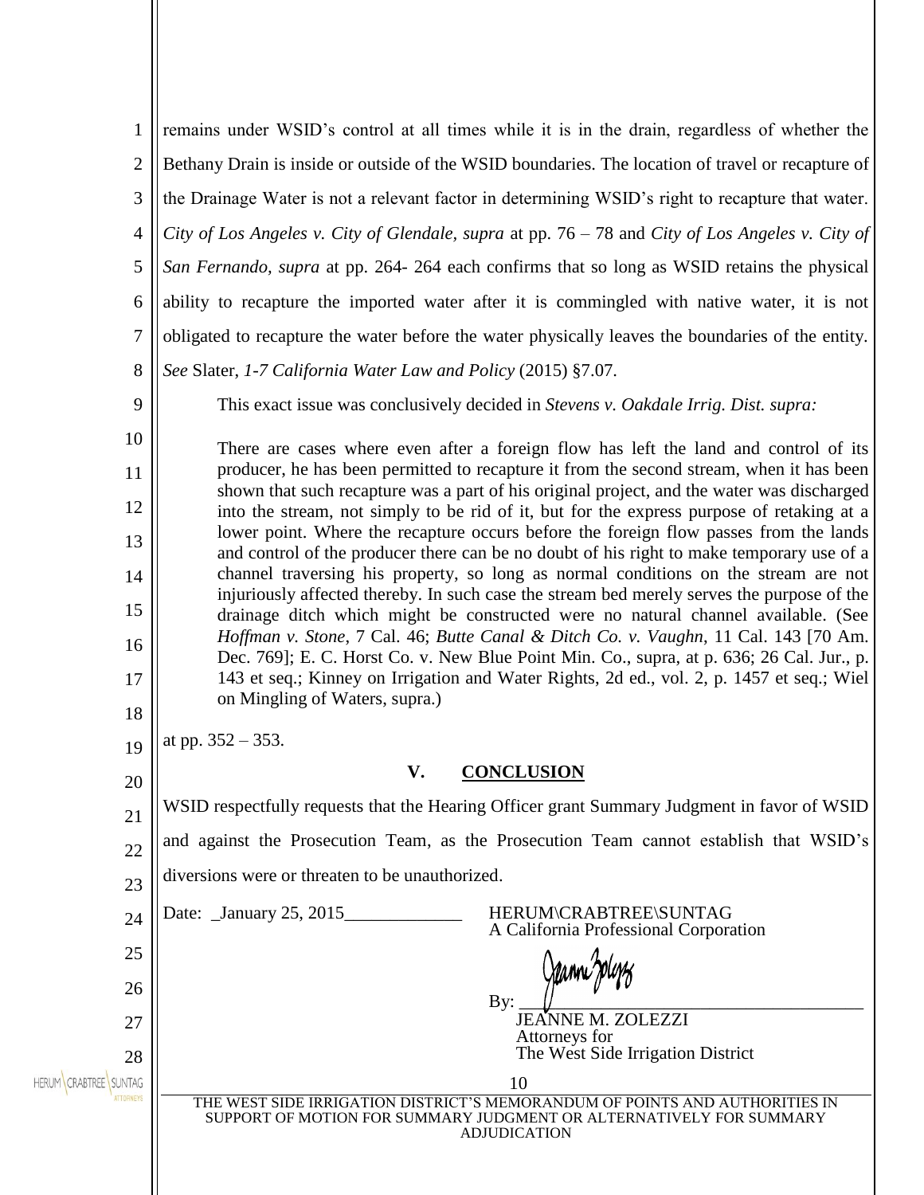remains under WSID's control at all times while it is in the drain, regardless of whether the Bethany Drain is inside or outside of the WSID boundaries. The location of travel or recapture of the Drainage Water is not a relevant factor in determining WSID's right to recapture that water. *City of Los Angeles v. City of Glendale, supra* at pp. 76 – 78 and *City of Los Angeles v. City of San Fernando, supra* at pp. 264- 264 each confirms that so long as WSID retains the physical ability to recapture the imported water after it is commingled with native water, it is not obligated to recapture the water before the water physically leaves the boundaries of the entity. *See* Slater, *1-7 California Water Law and Policy* (2015) §7.07.

This exact issue was conclusively decided in *Stevens v. Oakdale Irrig. Dist. supra:*

> There are cases where even after a foreign flow has left the land and control of its producer, he has been permitted to recapture it from the second stream, when it has been shown that such recapture was a part of his original project, and the water was discharged into the stream, not simply to be rid of it, but for the express purpose of retaking at a lower point. Where the recapture occurs before the foreign flow passes from the lands and control of the producer there can be no doubt of his right to make temporary use of a channel traversing his property, so long as normal conditions on the stream are not injuriously affected thereby. In such case the stream bed merely serves the purpose of the drainage ditch which might be constructed were no natural channel available. (See *Hoffman v. Stone*, 7 Cal. 46; *Butte Canal & Ditch Co. v. Vaughn*, 11 Cal. 143 [70 Am. Dec. 769]; E. C. Horst Co. v. New Blue Point Min. Co., supra, at p. 636; 26 Cal. Jur., p. 143 et seq.; Kinney on Irrigation and Water Rights, 2d ed., vol. 2, p. 1457 et seq.; Wiel on Mingling of Waters, supra.)

at pp. 352 – 353.

## V. CONCLUSION

WSID respectfully requests that the Hearing Officer grant Summary Judgment in favor of WSID and against the Prosecution Team, as the Prosecution Team cannot establish that WSID's diversions were or threaten to be unauthorized.

Date: \_January 25, 2015\_\_\_\_\_\_\_\_\_\_\_\_\_

HERUM\CRABTREE\SUNTAG
A California Professional Corporation

By: \_\_\_\_\_\_\_\_\_\_\_\_\_\_\_\_\_\_\_\_\_\_\_\_\_\_\_\_\_\_\_\_\_\_\_\_
JEANNE M. ZOLEZZI
Attorneys for
The West Side Irrigation District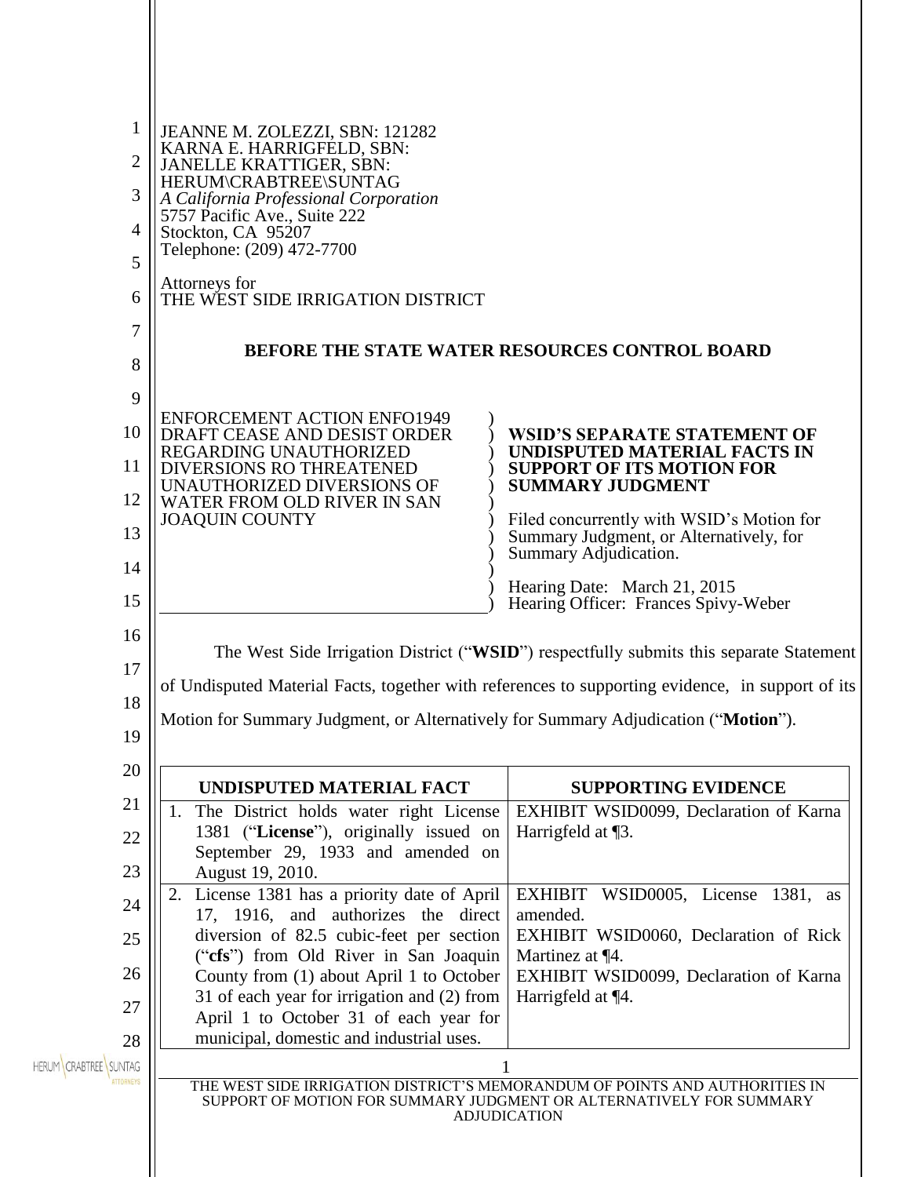JEANNE M. ZOLEZZI, SBN: 121282
KARNA E. HARRIGFELD, SBN:
JANELLE KRATTIGER, SBN:
HERUM\CRABTREE\SUNTAG
*A California Professional Corporation*
5757 Pacific Ave., Suite 222
Stockton, CA 95207
Telephone: (209) 472-7700

Attorneys for
THE WEST SIDE IRRIGATION DISTRICT

**BEFORE THE STATE WATER RESOURCES CONTROL BOARD**

| | |
|---|---|
| ENFORCEMENT ACTION ENFO1949 DRAFT CEASE AND DESIST ORDER REGARDING UNAUTHORIZED DIVERSIONS RO THREATENED UNAUTHORIZED DIVERSIONS OF WATER FROM OLD RIVER IN SAN JOAQUIN COUNTY | **WSID'S SEPARATE STATEMENT OF UNDISPUTED MATERIAL FACTS IN SUPPORT OF ITS MOTION FOR SUMMARY JUDGMENT**<br><br>Filed concurrently with WSID's Motion for Summary Judgment, or Alternatively, for Summary Adjudication.<br><br>Hearing Date: March 21, 2015<br>Hearing Officer: Frances Spivy-Weber |

The West Side Irrigation District ("**WSID**") respectfully submits this separate Statement of Undisputed Material Facts, together with references to supporting evidence, in support of its Motion for Summary Judgment, or Alternatively for Summary Adjudication ("**Motion**").

| UNDISPUTED MATERIAL FACT | SUPPORTING EVIDENCE |
|---|---|
| 1. The District holds water right License 1381 ("**License**"), originally issued on September 29, 1933 and amended on August 19, 2010. | EXHIBIT WSID0099, Declaration of Karna Harrigfeld at ¶3. |
| 2. License 1381 has a priority date of April 17, 1916, and authorizes the direct diversion of 82.5 cubic-feet per section ("**cfs**") from Old River in San Joaquin County from (1) about April 1 to October 31 of each year for irrigation and (2) from April 1 to October 31 of each year for municipal, domestic and industrial uses. | EXHIBIT WSID0005, License 1381, as amended.<br>EXHIBIT WSID0060, Declaration of Rick Martinez at ¶4.<br>EXHIBIT WSID0099, Declaration of Karna Harrigfeld at ¶4. |

THE WEST SIDE IRRIGATION DISTRICT'S MEMORANDUM OF POINTS AND AUTHORITIES IN SUPPORT OF MOTION FOR SUMMARY JUDGMENT OR ALTERNATIVELY FOR SUMMARY ADJUDICATION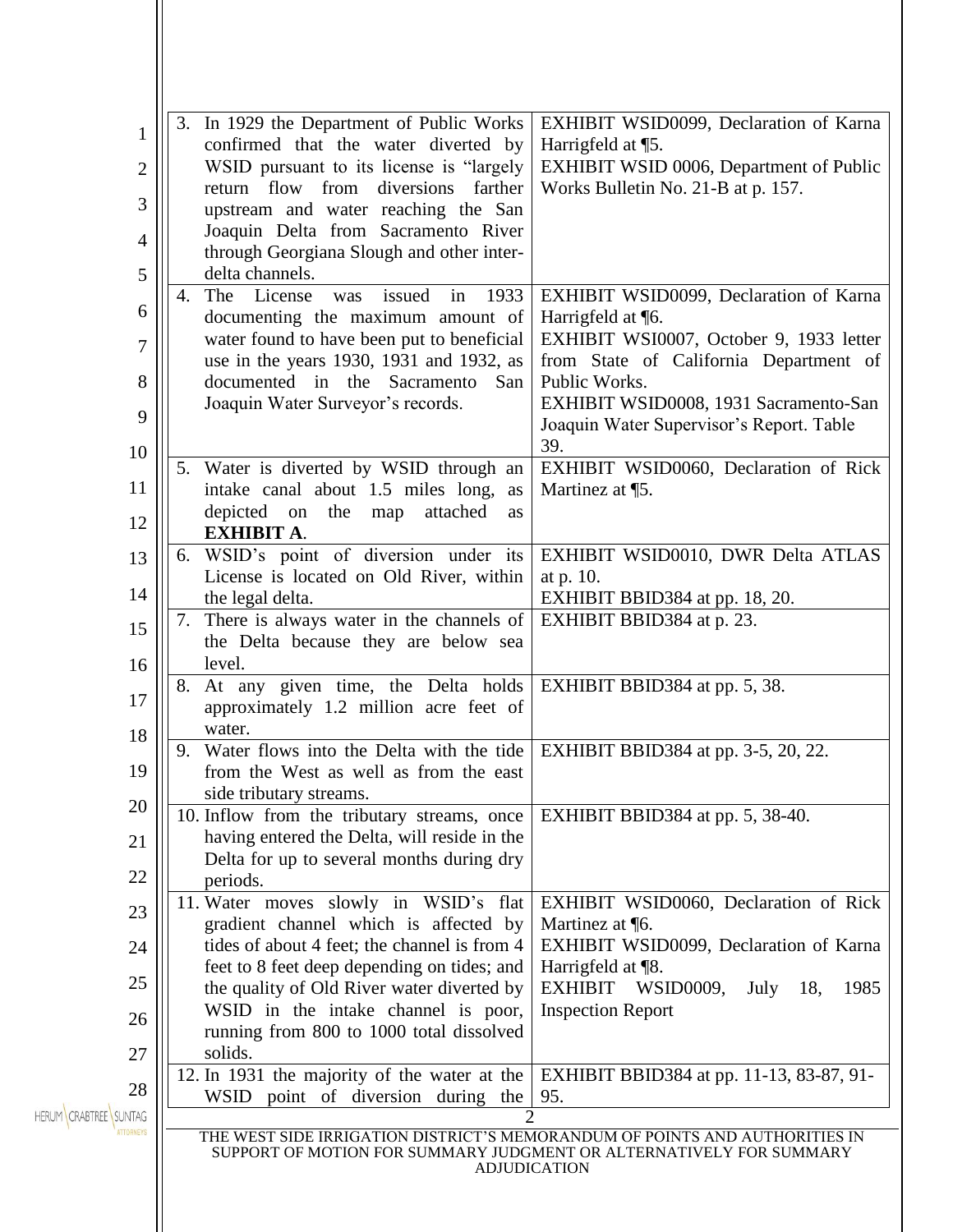| | |
|---|---|
| 3. In 1929 the Department of Public Works confirmed that the water diverted by WSID pursuant to its license is "largely return flow from diversions farther upstream and water reaching the San Joaquin Delta from Sacramento River through Georgiana Slough and other inter-delta channels. | EXHIBIT WSID0099, Declaration of Karna Harrigfeld at ¶5. EXHIBIT WSID 0006, Department of Public Works Bulletin No. 21-B at p. 157. |
| 4. The License was issued in 1933 documenting the maximum amount of water found to have been put to beneficial use in the years 1930, 1931 and 1932, as documented in the Sacramento San Joaquin Water Surveyor's records. | EXHIBIT WSID0099, Declaration of Karna Harrigfeld at ¶6. EXHIBIT WSI0007, October 9, 1933 letter from State of California Department of Public Works. EXHIBIT WSID0008, 1931 Sacramento-San Joaquin Water Supervisor's Report. Table 39. |
| 5. Water is diverted by WSID through an intake canal about 1.5 miles long, as depicted on the map attached as **EXHIBIT A**. | EXHIBIT WSID0060, Declaration of Rick Martinez at ¶5. |
| 6. WSID's point of diversion under its License is located on Old River, within the legal delta. | EXHIBIT WSID0010, DWR Delta ATLAS at p. 10. EXHIBIT BBID384 at pp. 18, 20. |
| 7. There is always water in the channels of the Delta because they are below sea level. | EXHIBIT BBID384 at p. 23. |
| 8. At any given time, the Delta holds approximately 1.2 million acre feet of water. | EXHIBIT BBID384 at pp. 5, 38. |
| 9. Water flows into the Delta with the tide from the West as well as from the east side tributary streams. | EXHIBIT BBID384 at pp. 3-5, 20, 22. |
| 10. Inflow from the tributary streams, once having entered the Delta, will reside in the Delta for up to several months during dry periods. | EXHIBIT BBID384 at pp. 5, 38-40. |
| 11. Water moves slowly in WSID's flat gradient channel which is affected by tides of about 4 feet; the channel is from 4 feet to 8 feet deep depending on tides; and the quality of Old River water diverted by WSID in the intake channel is poor, running from 800 to 1000 total dissolved solids. | EXHIBIT WSID0060, Declaration of Rick Martinez at ¶6. EXHIBIT WSID0099, Declaration of Karna Harrigfeld at ¶8. EXHIBIT WSID0009, July 18, 1985 Inspection Report |
| 12. In 1931 the majority of the water at the WSID point of diversion during the | EXHIBIT BBID384 at pp. 11-13, 83-87, 91-95. |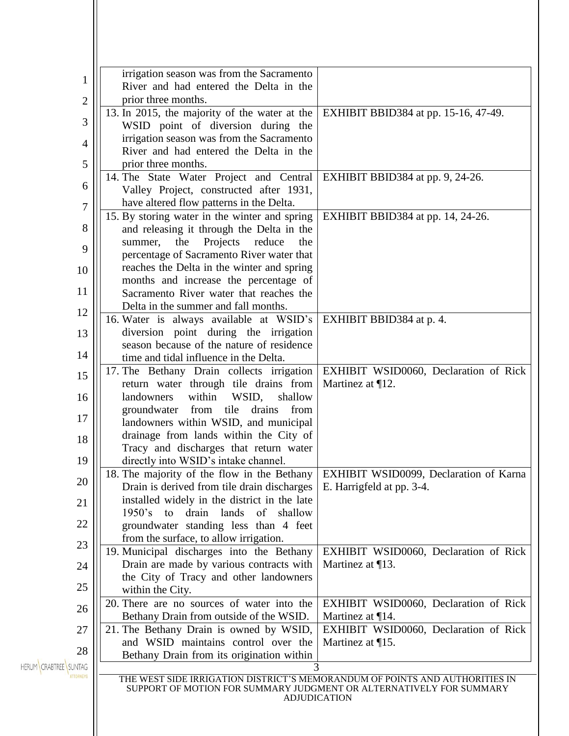| | |
|---|---|
| irrigation season was from the Sacramento River and had entered the Delta in the prior three months. | |
| 13. In 2015, the majority of the water at the WSID point of diversion during the irrigation season was from the Sacramento River and had entered the Delta in the prior three months. | EXHIBIT BBID384 at pp. 15-16, 47-49. |
| 14. The State Water Project and Central Valley Project, constructed after 1931, have altered flow patterns in the Delta. | EXHIBIT BBID384 at pp. 9, 24-26. |
| 15. By storing water in the winter and spring and releasing it through the Delta in the summer, the Projects reduce the percentage of Sacramento River water that reaches the Delta in the winter and spring months and increase the percentage of Sacramento River water that reaches the Delta in the summer and fall months. | EXHIBIT BBID384 at pp. 14, 24-26. |
| 16. Water is always available at WSID's diversion point during the irrigation season because of the nature of residence time and tidal influence in the Delta. | EXHIBIT BBID384 at p. 4. |
| 17. The Bethany Drain collects irrigation return water through tile drains from landowners within WSID, shallow groundwater from tile drains from landowners within WSID, and municipal drainage from lands within the City of Tracy and discharges that return water directly into WSID's intake channel. | EXHIBIT WSID0060, Declaration of Rick Martinez at ¶12. |
| 18. The majority of the flow in the Bethany Drain is derived from tile drain discharges installed widely in the district in the late 1950's to drain lands of shallow groundwater standing less than 4 feet from the surface, to allow irrigation. | EXHIBIT WSID0099, Declaration of Karna E. Harrigfeld at pp. 3-4. |
| 19. Municipal discharges into the Bethany Drain are made by various contracts with the City of Tracy and other landowners within the City. | EXHIBIT WSID0060, Declaration of Rick Martinez at ¶13. |
| 20. There are no sources of water into the Bethany Drain from outside of the WSID. | EXHIBIT WSID0060, Declaration of Rick Martinez at ¶14. |
| 21. The Bethany Drain is owned by WSID, and WSID maintains control over the Bethany Drain from its origination within | EXHIBIT WSID0060, Declaration of Rick Martinez at ¶15. |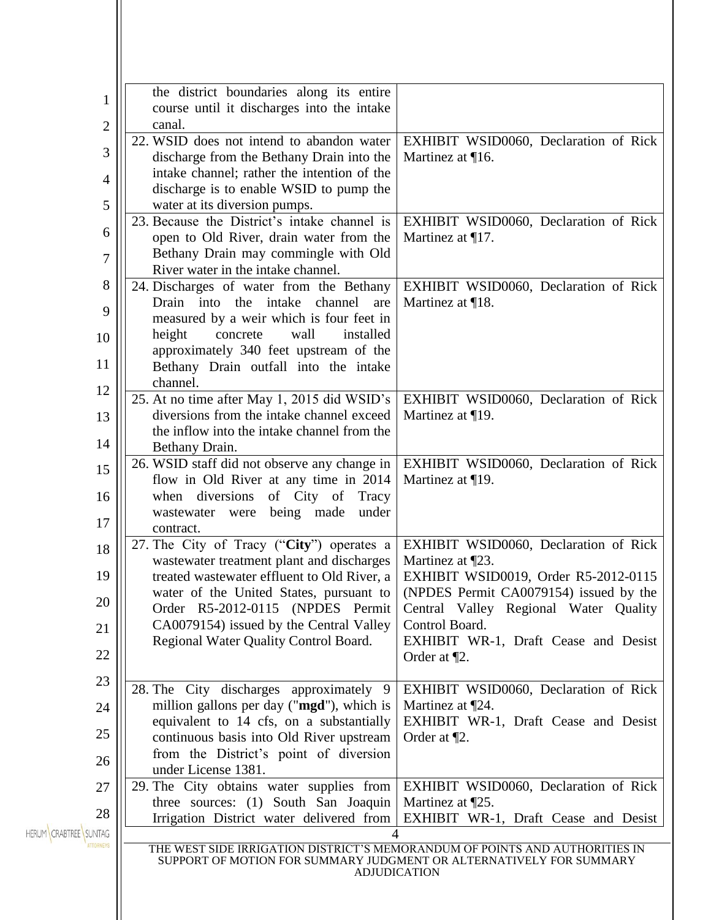| | |
|---|---|
| the district boundaries along its entire course until it discharges into the intake canal. | |
| 22. WSID does not intend to abandon water discharge from the Bethany Drain into the intake channel; rather the intention of the discharge is to enable WSID to pump the water at its diversion pumps. | EXHIBIT WSID0060, Declaration of Rick Martinez at ¶16. |
| 23. Because the District's intake channel is open to Old River, drain water from the Bethany Drain may commingle with Old River water in the intake channel. | EXHIBIT WSID0060, Declaration of Rick Martinez at ¶17. |
| 24. Discharges of water from the Bethany Drain into the intake channel are measured by a weir which is four feet in height concrete wall installed approximately 340 feet upstream of the Bethany Drain outfall into the intake channel. | EXHIBIT WSID0060, Declaration of Rick Martinez at ¶18. |
| 25. At no time after May 1, 2015 did WSID's diversions from the intake channel exceed the inflow into the intake channel from the Bethany Drain. | EXHIBIT WSID0060, Declaration of Rick Martinez at ¶19. |
| 26. WSID staff did not observe any change in flow in Old River at any time in 2014 when diversions of City of Tracy wastewater were being made under contract. | EXHIBIT WSID0060, Declaration of Rick Martinez at ¶19. |
| 27. The City of Tracy ("**City**") operates a wastewater treatment plant and discharges treated wastewater effluent to Old River, a water of the United States, pursuant to Order R5-2012-0115 (NPDES Permit CA0079154) issued by the Central Valley Regional Water Quality Control Board. | EXHIBIT WSID0060, Declaration of Rick Martinez at ¶23. EXHIBIT WSID0019, Order R5-2012-0115 (NPDES Permit CA0079154) issued by the Central Valley Regional Water Quality Control Board. EXHIBIT WR-1, Draft Cease and Desist Order at ¶2. |
| 28. The City discharges approximately 9 million gallons per day ("**mgd**"), which is equivalent to 14 cfs, on a substantially continuous basis into Old River upstream from the District's point of diversion under License 1381. | EXHIBIT WSID0060, Declaration of Rick Martinez at ¶24. EXHIBIT WR-1, Draft Cease and Desist Order at ¶2. |
| 29. The City obtains water supplies from three sources: (1) South San Joaquin Irrigation District water delivered from | EXHIBIT WSID0060, Declaration of Rick Martinez at ¶25. EXHIBIT WR-1, Draft Cease and Desist |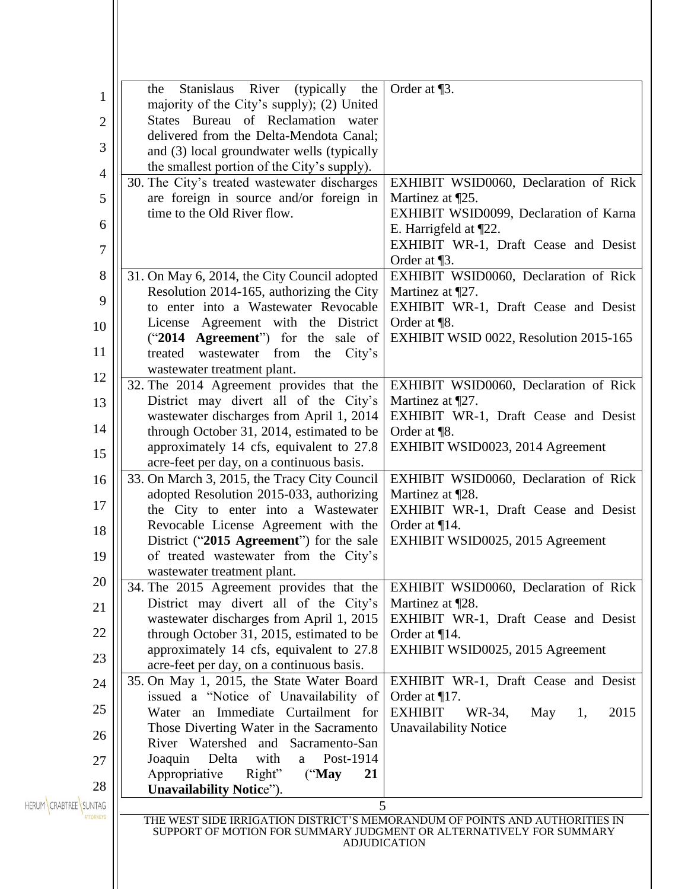| | |
|---|---|
| the Stanislaus River (typically the majority of the City's supply); (2) United States Bureau of Reclamation water delivered from the Delta-Mendota Canal; and (3) local groundwater wells (typically the smallest portion of the City's supply). | Order at ¶3. |
| 30. The City's treated wastewater discharges are foreign in source and/or foreign in time to the Old River flow. | EXHIBIT WSID0060, Declaration of Rick Martinez at ¶25.<br>EXHIBIT WSID0099, Declaration of Karna E. Harrigfeld at ¶22.<br>EXHIBIT WR-1, Draft Cease and Desist Order at ¶3. |
| 31. On May 6, 2014, the City Council adopted Resolution 2014-165, authorizing the City to enter into a Wastewater Revocable License Agreement with the District ("**2014 Agreement**") for the sale of treated wastewater from the City's wastewater treatment plant. | EXHIBIT WSID0060, Declaration of Rick Martinez at ¶27.<br>EXHIBIT WR-1, Draft Cease and Desist Order at ¶8.<br>EXHIBIT WSID 0022, Resolution 2015-165 |
| 32. The 2014 Agreement provides that the District may divert all of the City's wastewater discharges from April 1, 2014 through October 31, 2014, estimated to be approximately 14 cfs, equivalent to 27.8 acre-feet per day, on a continuous basis. | EXHIBIT WSID0060, Declaration of Rick Martinez at ¶27.<br>EXHIBIT WR-1, Draft Cease and Desist Order at ¶8.<br>EXHIBIT WSID0023, 2014 Agreement |
| 33. On March 3, 2015, the Tracy City Council adopted Resolution 2015-033, authorizing the City to enter into a Wastewater Revocable License Agreement with the District ("**2015 Agreement**") for the sale of treated wastewater from the City's wastewater treatment plant. | EXHIBIT WSID0060, Declaration of Rick Martinez at ¶28.<br>EXHIBIT WR-1, Draft Cease and Desist Order at ¶14.<br>EXHIBIT WSID0025, 2015 Agreement |
| 34. The 2015 Agreement provides that the District may divert all of the City's wastewater discharges from April 1, 2015 through October 31, 2015, estimated to be approximately 14 cfs, equivalent to 27.8 acre-feet per day, on a continuous basis. | EXHIBIT WSID0060, Declaration of Rick Martinez at ¶28.<br>EXHIBIT WR-1, Draft Cease and Desist Order at ¶14.<br>EXHIBIT WSID0025, 2015 Agreement |
| 35. On May 1, 2015, the State Water Board issued a "Notice of Unavailability of Water an Immediate Curtailment for Those Diverting Water in the Sacramento River Watershed and Sacramento-San Joaquin Delta with a Post-1914 Appropriative Right" ("**May 21 Unavailability Notic**e"). | EXHIBIT WR-1, Draft Cease and Desist Order at ¶17.<br>EXHIBIT WR-34, May 1, 2015 Unavailability Notice |

THE WEST SIDE IRRIGATION DISTRICT'S MEMORANDUM OF POINTS AND AUTHORITIES IN SUPPORT OF MOTION FOR SUMMARY JUDGMENT OR ALTERNATIVELY FOR SUMMARY ADJUDICATION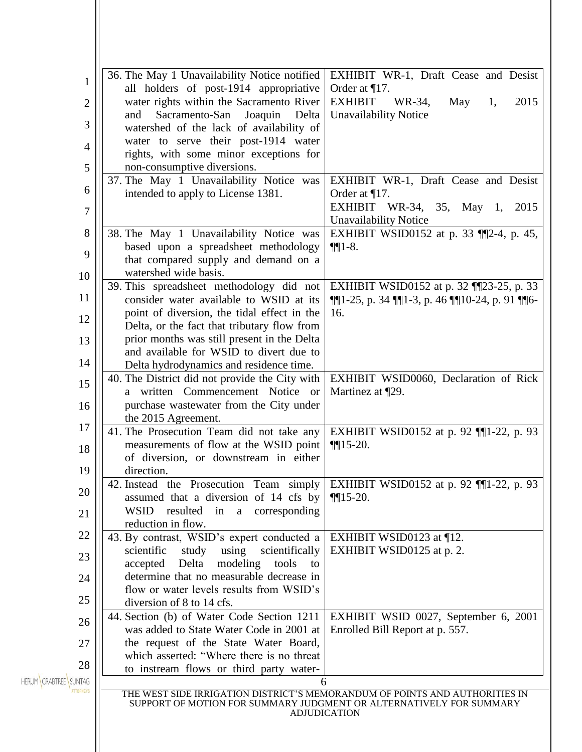| | |
|---|---|
| 36. The May 1 Unavailability Notice notified all holders of post-1914 appropriative water rights within the Sacramento River and Sacramento-San Joaquin Delta watershed of the lack of availability of water to serve their post-1914 water rights, with some minor exceptions for non-consumptive diversions. | EXHIBIT WR-1, Draft Cease and Desist Order at ¶17. EXHIBIT WR-34, May 1, 2015 Unavailability Notice |
| 37. The May 1 Unavailability Notice was intended to apply to License 1381. | EXHIBIT WR-1, Draft Cease and Desist Order at ¶17. EXHIBIT WR-34, 35, May 1, 2015 Unavailability Notice |
| 38. The May 1 Unavailability Notice was based upon a spreadsheet methodology that compared supply and demand on a watershed wide basis. | EXHIBIT WSID0152 at p. 33 ¶¶2-4, p. 45, ¶¶1-8. |
| 39. This spreadsheet methodology did not consider water available to WSID at its point of diversion, the tidal effect in the Delta, or the fact that tributary flow from prior months was still present in the Delta and available for WSID to divert due to Delta hydrodynamics and residence time. | EXHIBIT WSID0152 at p. 32 ¶¶23-25, p. 33 ¶¶1-25, p. 34 ¶¶1-3, p. 46 ¶¶10-24, p. 91 ¶¶6-16. |
| 40. The District did not provide the City with a written Commencement Notice or purchase wastewater from the City under the 2015 Agreement. | EXHIBIT WSID0060, Declaration of Rick Martinez at ¶29. |
| 41. The Prosecution Team did not take any measurements of flow at the WSID point of diversion, or downstream in either direction. | EXHIBIT WSID0152 at p. 92 ¶¶1-22, p. 93 ¶¶15-20. |
| 42. Instead the Prosecution Team simply assumed that a diversion of 14 cfs by WSID resulted in a corresponding reduction in flow. | EXHIBIT WSID0152 at p. 92 ¶¶1-22, p. 93 ¶¶15-20. |
| 43. By contrast, WSID's expert conducted a scientific study using scientifically accepted Delta modeling tools to determine that no measurable decrease in flow or water levels results from WSID's diversion of 8 to 14 cfs. | EXHIBIT WSID0123 at ¶12. EXHIBIT WSID0125 at p. 2. |
| 44. Section (b) of Water Code Section 1211 was added to State Water Code in 2001 at the request of the State Water Board, which asserted: "Where there is no threat to instream flows or third party water- | EXHIBIT WSID 0027, September 6, 2001 Enrolled Bill Report at p. 557. |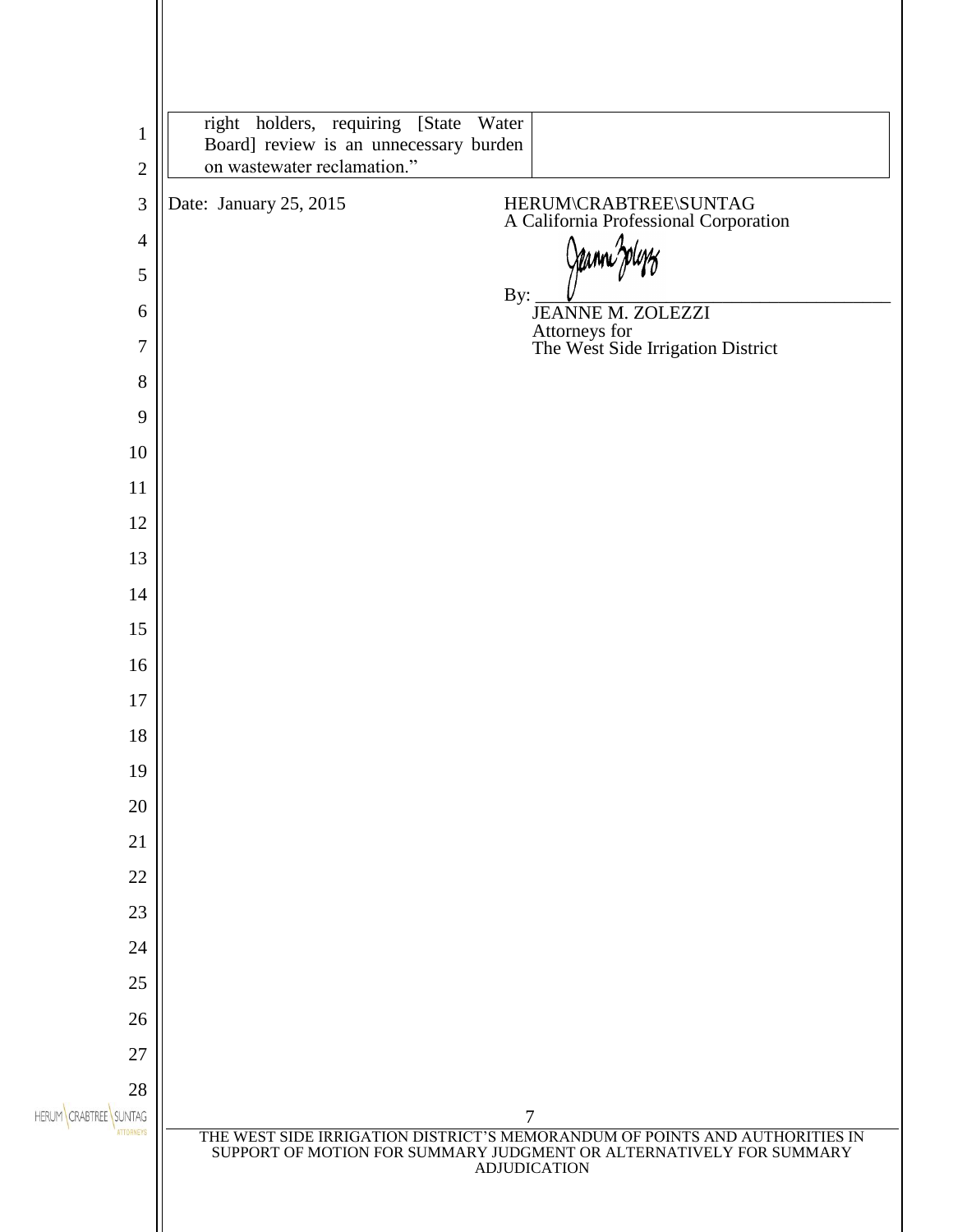| right holders, requiring [State Water Board] review is an unnecessary burden on wastewater reclamation." | |
|---|---|

Date: January 25, 2015

HERUM\CRABTREE\SUNTAG
A California Professional Corporation

By: ______________________________
JEANNE M. ZOLEZZI
Attorneys for
The West Side Irrigation District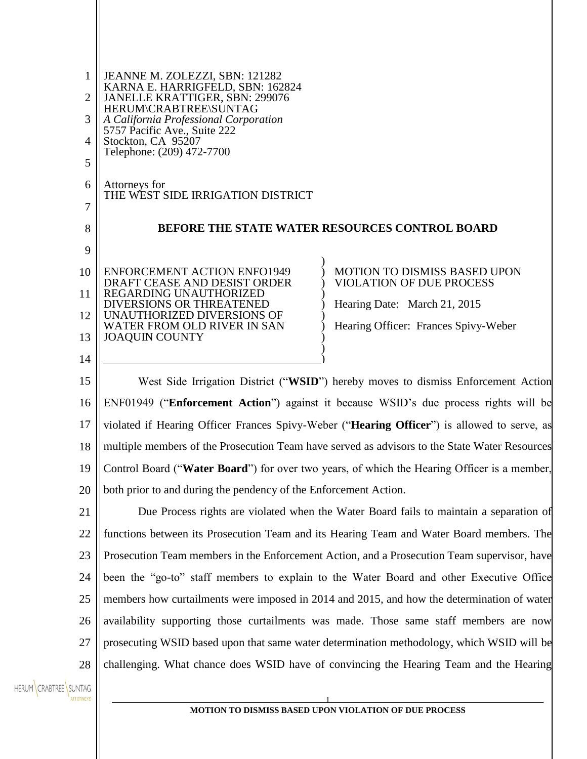JEANNE M. ZOLEZZI, SBN: 121282
KARNA E. HARRIGFELD, SBN: 162824
JANELLE KRATTIGER, SBN: 299076
HERUM\CRABTREE\SUNTAG
*A California Professional Corporation*
5757 Pacific Ave., Suite 222
Stockton, CA 95207
Telephone: (209) 472-7700

Attorneys for
THE WEST SIDE IRRIGATION DISTRICT

**BEFORE THE STATE WATER RESOURCES CONTROL BOARD**

| | |
|---|---|
| ENFORCEMENT ACTION ENFO1949 DRAFT CEASE AND DESIST ORDER REGARDING UNAUTHORIZED DIVERSIONS OR THREATENED UNAUTHORIZED DIVERSIONS OF WATER FROM OLD RIVER IN SAN JOAQUIN COUNTY | MOTION TO DISMISS BASED UPON VIOLATION OF DUE PROCESS<br><br>Hearing Date: March 21, 2015<br><br>Hearing Officer: Frances Spivy-Weber |

West Side Irrigation District ("**WSID**") hereby moves to dismiss Enforcement Action ENF01949 ("**Enforcement Action**") against it because WSID's due process rights will be violated if Hearing Officer Frances Spivy-Weber ("**Hearing Officer**") is allowed to serve, as multiple members of the Prosecution Team have served as advisors to the State Water Resources Control Board ("**Water Board**") for over two years, of which the Hearing Officer is a member, both prior to and during the pendency of the Enforcement Action.

Due Process rights are violated when the Water Board fails to maintain a separation of functions between its Prosecution Team and its Hearing Team and Water Board members. The Prosecution Team members in the Enforcement Action, and a Prosecution Team supervisor, have been the "go-to" staff members to explain to the Water Board and other Executive Office members how curtailments were imposed in 2014 and 2015, and how the determination of water availability supporting those curtailments was made. Those same staff members are now prosecuting WSID based upon that same water determination methodology, which WSID will be challenging. What chance does WSID have of convincing the Hearing Team and the Hearing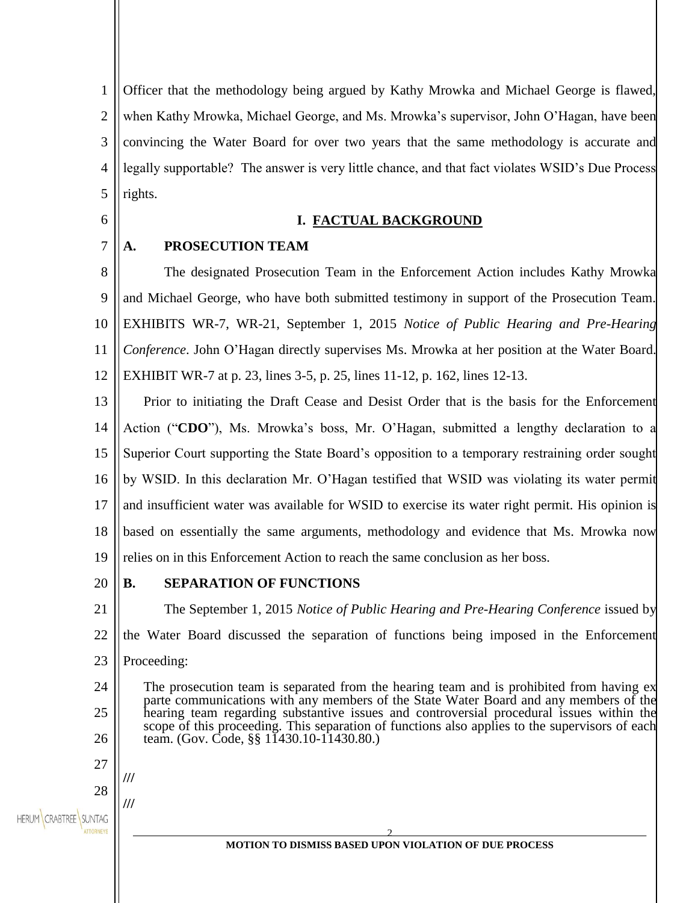Officer that the methodology being argued by Kathy Mrowka and Michael George is flawed, when Kathy Mrowka, Michael George, and Ms. Mrowka's supervisor, John O'Hagan, have been convincing the Water Board for over two years that the same methodology is accurate and legally supportable? The answer is very little chance, and that fact violates WSID's Due Process rights.

## I. FACTUAL BACKGROUND

### A. PROSECUTION TEAM

The designated Prosecution Team in the Enforcement Action includes Kathy Mrowka and Michael George, who have both submitted testimony in support of the Prosecution Team. EXHIBITS WR-7, WR-21, September 1, 2015 *Notice of Public Hearing and Pre-Hearing Conference*. John O'Hagan directly supervises Ms. Mrowka at her position at the Water Board. EXHIBIT WR-7 at p. 23, lines 3-5, p. 25, lines 11-12, p. 162, lines 12-13.

Prior to initiating the Draft Cease and Desist Order that is the basis for the Enforcement Action ("**CDO**"), Ms. Mrowka's boss, Mr. O'Hagan, submitted a lengthy declaration to a Superior Court supporting the State Board's opposition to a temporary restraining order sought by WSID. In this declaration Mr. O'Hagan testified that WSID was violating its water permit and insufficient water was available for WSID to exercise its water right permit. His opinion is based on essentially the same arguments, methodology and evidence that Ms. Mrowka now relies on in this Enforcement Action to reach the same conclusion as her boss.

### B. SEPARATION OF FUNCTIONS

The September 1, 2015 *Notice of Public Hearing and Pre-Hearing Conference* issued by the Water Board discussed the separation of functions being imposed in the Enforcement Proceeding:

> The prosecution team is separated from the hearing team and is prohibited from having ex parte communications with any members of the State Water Board and any members of the hearing team regarding substantive issues and controversial procedural issues within the scope of this proceeding. This separation of functions also applies to the supervisors of each team. (Gov. Code, §§ 11430.10-11430.80.)

///

///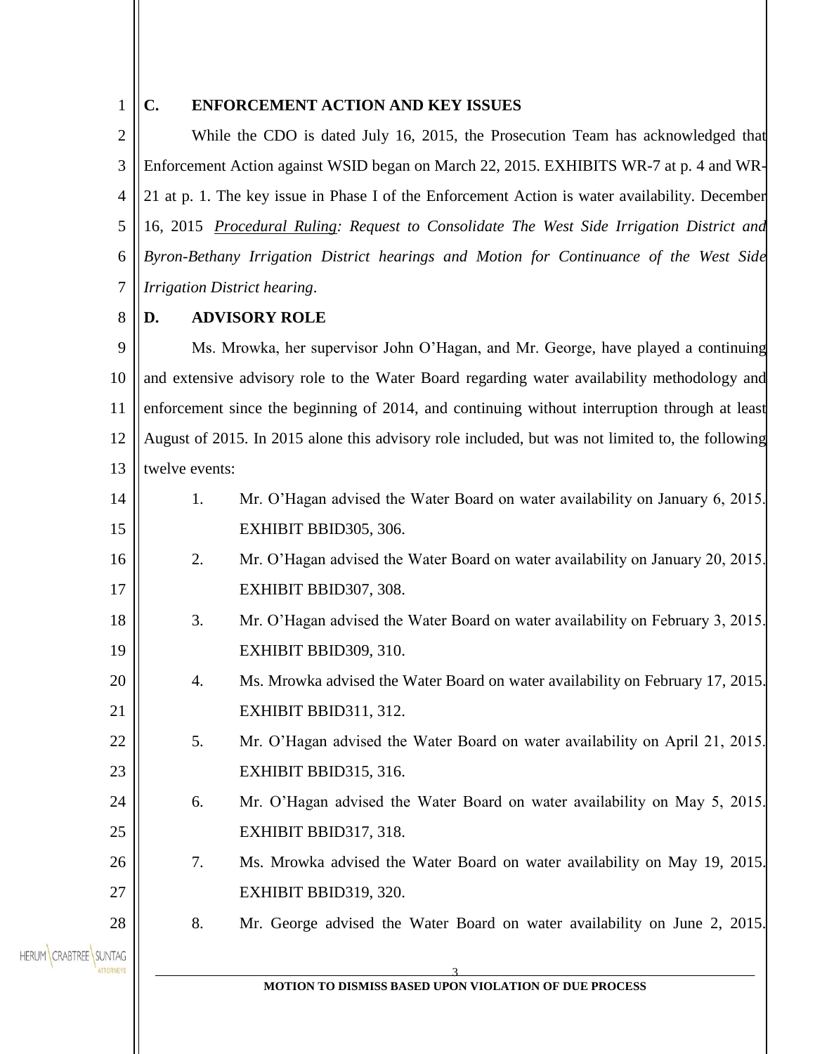## C. ENFORCEMENT ACTION AND KEY ISSUES

While the CDO is dated July 16, 2015, the Prosecution Team has acknowledged that Enforcement Action against WSID began on March 22, 2015. EXHIBITS WR-7 at p. 4 and WR-21 at p. 1. The key issue in Phase I of the Enforcement Action is water availability. December 16, 2015 *Procedural Ruling: Request to Consolidate The West Side Irrigation District and Byron-Bethany Irrigation District hearings and Motion for Continuance of the West Side Irrigation District hearing*.

## D. ADVISORY ROLE

Ms. Mrowka, her supervisor John O'Hagan, and Mr. George, have played a continuing and extensive advisory role to the Water Board regarding water availability methodology and enforcement since the beginning of 2014, and continuing without interruption through at least August of 2015. In 2015 alone this advisory role included, but was not limited to, the following twelve events:

1. Mr. O'Hagan advised the Water Board on water availability on January 6, 2015. EXHIBIT BBID305, 306.
2. Mr. O'Hagan advised the Water Board on water availability on January 20, 2015. EXHIBIT BBID307, 308.
3. Mr. O'Hagan advised the Water Board on water availability on February 3, 2015. EXHIBIT BBID309, 310.
4. Ms. Mrowka advised the Water Board on water availability on February 17, 2015. EXHIBIT BBID311, 312.
5. Mr. O'Hagan advised the Water Board on water availability on April 21, 2015. EXHIBIT BBID315, 316.
6. Mr. O'Hagan advised the Water Board on water availability on May 5, 2015. EXHIBIT BBID317, 318.
7. Ms. Mrowka advised the Water Board on water availability on May 19, 2015. EXHIBIT BBID319, 320.
8. Mr. George advised the Water Board on water availability on June 2, 2015.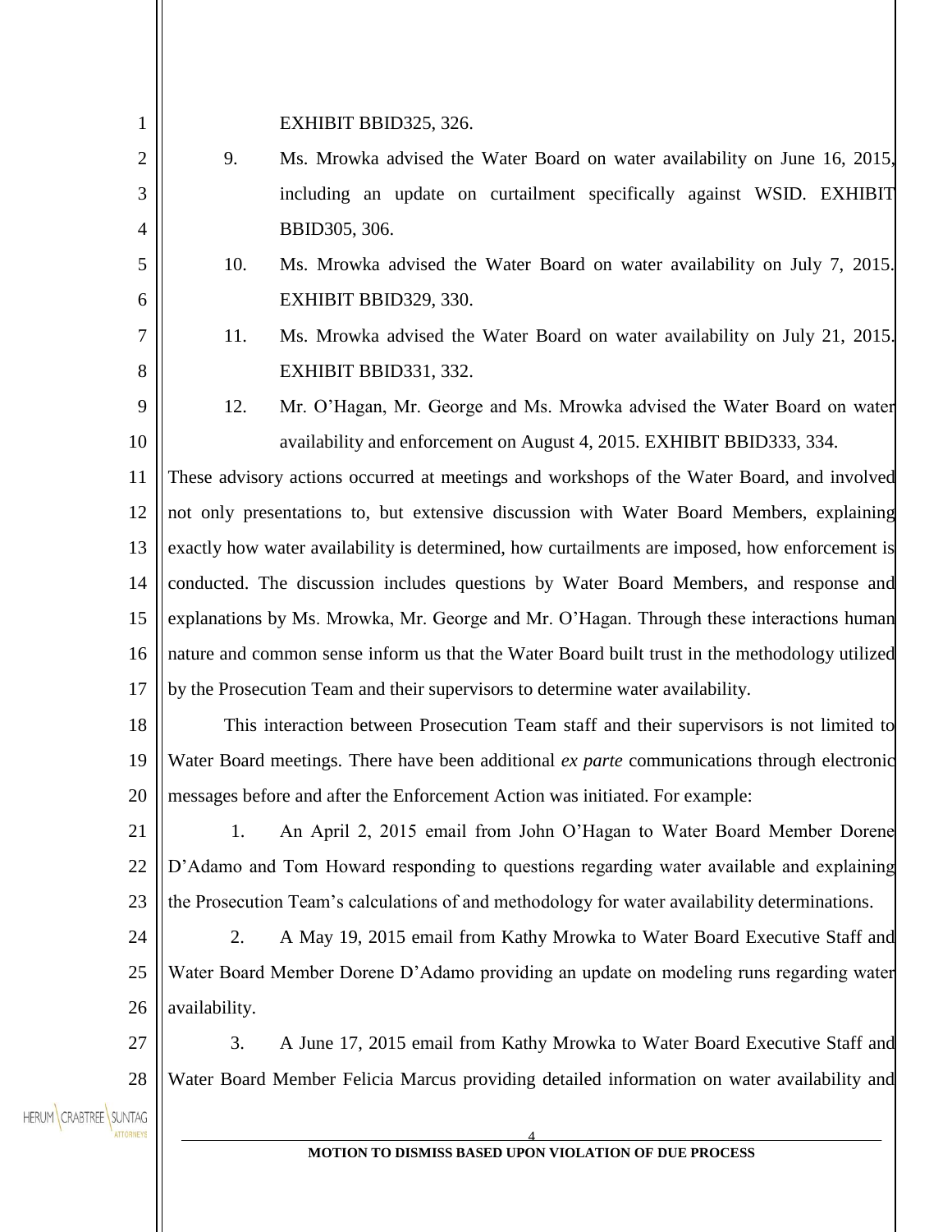EXHIBIT BBID325, 326.

9. Ms. Mrowka advised the Water Board on water availability on June 16, 2015, including an update on curtailment specifically against WSID. EXHIBIT BBID305, 306.

10. Ms. Mrowka advised the Water Board on water availability on July 7, 2015. EXHIBIT BBID329, 330.

11. Ms. Mrowka advised the Water Board on water availability on July 21, 2015. EXHIBIT BBID331, 332.

12. Mr. O'Hagan, Mr. George and Ms. Mrowka advised the Water Board on water availability and enforcement on August 4, 2015. EXHIBIT BBID333, 334.

These advisory actions occurred at meetings and workshops of the Water Board, and involved not only presentations to, but extensive discussion with Water Board Members, explaining exactly how water availability is determined, how curtailments are imposed, how enforcement is conducted. The discussion includes questions by Water Board Members, and response and explanations by Ms. Mrowka, Mr. George and Mr. O'Hagan. Through these interactions human nature and common sense inform us that the Water Board built trust in the methodology utilized by the Prosecution Team and their supervisors to determine water availability.

This interaction between Prosecution Team staff and their supervisors is not limited to Water Board meetings. There have been additional *ex parte* communications through electronic messages before and after the Enforcement Action was initiated. For example:

1. An April 2, 2015 email from John O'Hagan to Water Board Member Dorene D'Adamo and Tom Howard responding to questions regarding water available and explaining the Prosecution Team's calculations of and methodology for water availability determinations.

2. A May 19, 2015 email from Kathy Mrowka to Water Board Executive Staff and Water Board Member Dorene D'Adamo providing an update on modeling runs regarding water availability.

3. A June 17, 2015 email from Kathy Mrowka to Water Board Executive Staff and Water Board Member Felicia Marcus providing detailed information on water availability and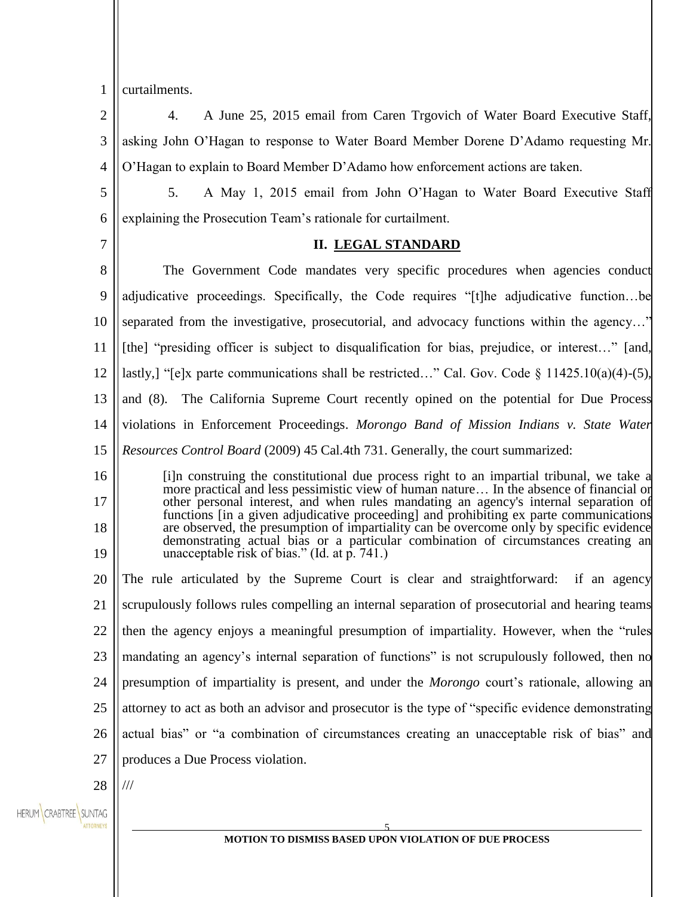curtailments.

4. A June 25, 2015 email from Caren Trgovich of Water Board Executive Staff, asking John O'Hagan to response to Water Board Member Dorene D'Adamo requesting Mr. O'Hagan to explain to Board Member D'Adamo how enforcement actions are taken.

5. A May 1, 2015 email from John O'Hagan to Water Board Executive Staff explaining the Prosecution Team's rationale for curtailment.

## II. LEGAL STANDARD

The Government Code mandates very specific procedures when agencies conduct adjudicative proceedings. Specifically, the Code requires "[t]he adjudicative function…be separated from the investigative, prosecutorial, and advocacy functions within the agency…" [the] "presiding officer is subject to disqualification for bias, prejudice, or interest…" [and, lastly,] "[e]x parte communications shall be restricted…" Cal. Gov. Code § 11425.10(a)(4)-(5), and (8). The California Supreme Court recently opined on the potential for Due Process violations in Enforcement Proceedings. *Morongo Band of Mission Indians v. State Water Resources Control Board* (2009) 45 Cal.4th 731. Generally, the court summarized:

> [i]n construing the constitutional due process right to an impartial tribunal, we take a more practical and less pessimistic view of human nature… In the absence of financial or other personal interest, and when rules mandating an agency's internal separation of functions [in a given adjudicative proceeding] and prohibiting ex parte communications are observed, the presumption of impartiality can be overcome only by specific evidence demonstrating actual bias or a particular combination of circumstances creating an unacceptable risk of bias." (Id. at p. 741.)

The rule articulated by the Supreme Court is clear and straightforward: if an agency scrupulously follows rules compelling an internal separation of prosecutorial and hearing teams then the agency enjoys a meaningful presumption of impartiality. However, when the "rules mandating an agency's internal separation of functions" is not scrupulously followed, then no presumption of impartiality is present, and under the *Morongo* court's rationale, allowing an attorney to act as both an advisor and prosecutor is the type of "specific evidence demonstrating actual bias" or "a combination of circumstances creating an unacceptable risk of bias" and produces a Due Process violation.

///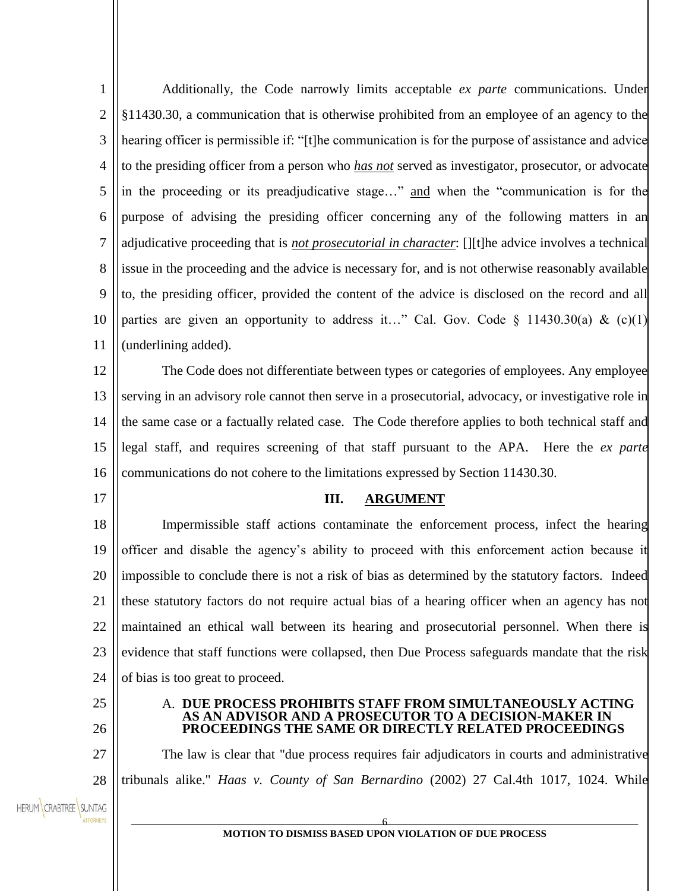Additionally, the Code narrowly limits acceptable *ex parte* communications. Under §11430.30, a communication that is otherwise prohibited from an employee of an agency to the hearing officer is permissible if: "[t]he communication is for the purpose of assistance and advice to the presiding officer from a person who ***has not*** served as investigator, prosecutor, or advocate in the proceeding or its preadjudicative stage…" and when the "communication is for the purpose of advising the presiding officer concerning any of the following matters in an adjudicative proceeding that is ***not prosecutorial in character***: [][t]he advice involves a technical issue in the proceeding and the advice is necessary for, and is not otherwise reasonably available to, the presiding officer, provided the content of the advice is disclosed on the record and all parties are given an opportunity to address it…" Cal. Gov. Code § 11430.30(a) & (c)(1) (underlining added).

The Code does not differentiate between types or categories of employees. Any employee serving in an advisory role cannot then serve in a prosecutorial, advocacy, or investigative role in the same case or a factually related case. The Code therefore applies to both technical staff and legal staff, and requires screening of that staff pursuant to the APA. Here the *ex parte* communications do not cohere to the limitations expressed by Section 11430.30.

## III. ARGUMENT

Impermissible staff actions contaminate the enforcement process, infect the hearing officer and disable the agency's ability to proceed with this enforcement action because it impossible to conclude there is not a risk of bias as determined by the statutory factors. Indeed these statutory factors do not require actual bias of a hearing officer when an agency has not maintained an ethical wall between its hearing and prosecutorial personnel. When there is evidence that staff functions were collapsed, then Due Process safeguards mandate that the risk of bias is too great to proceed.

### A. DUE PROCESS PROHIBITS STAFF FROM SIMULTANEOUSLY ACTING AS AN ADVISOR AND A PROSECUTOR TO A DECISION-MAKER IN PROCEEDINGS THE SAME OR DIRECTLY RELATED PROCEEDINGS

The law is clear that "due process requires fair adjudicators in courts and administrative tribunals alike." *Haas v. County of San Bernardino* (2002) 27 Cal.4th 1017, 1024. While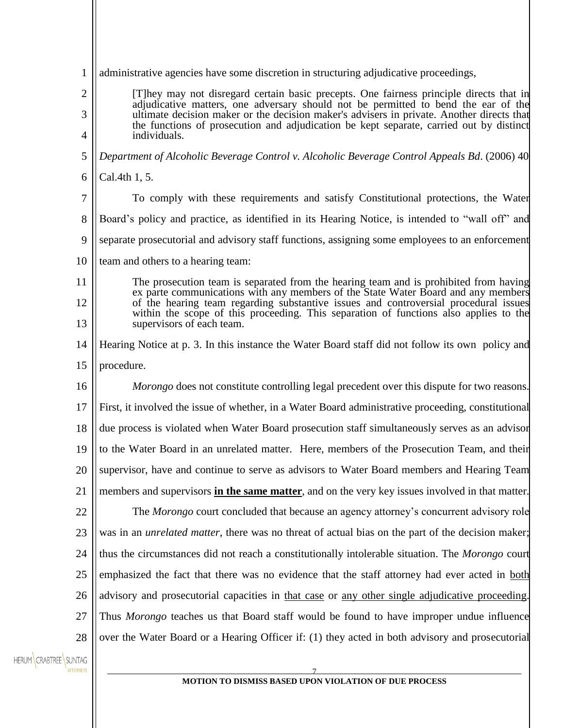administrative agencies have some discretion in structuring adjudicative proceedings,

> [T]hey may not disregard certain basic precepts. One fairness principle directs that in adjudicative matters, one adversary should not be permitted to bend the ear of the ultimate decision maker or the decision maker's advisers in private. Another directs that the functions of prosecution and adjudication be kept separate, carried out by distinct individuals.

*Department of Alcoholic Beverage Control v. Alcoholic Beverage Control Appeals Bd*. (2006) 40 Cal.4th 1, 5.

To comply with these requirements and satisfy Constitutional protections, the Water Board's policy and practice, as identified in its Hearing Notice, is intended to "wall off" and separate prosecutorial and advisory staff functions, assigning some employees to an enforcement team and others to a hearing team:

> The prosecution team is separated from the hearing team and is prohibited from having ex parte communications with any members of the State Water Board and any members of the hearing team regarding substantive issues and controversial procedural issues within the scope of this proceeding. This separation of functions also applies to the supervisors of each team.

Hearing Notice at p. 3. In this instance the Water Board staff did not follow its own policy and procedure.

*Morongo* does not constitute controlling legal precedent over this dispute for two reasons. First, it involved the issue of whether, in a Water Board administrative proceeding, constitutional due process is violated when Water Board prosecution staff simultaneously serves as an advisor to the Water Board in an unrelated matter. Here, members of the Prosecution Team, and their supervisor, have and continue to serve as advisors to Water Board members and Hearing Team members and supervisors <u>**in the same matter**</u>, and on the very key issues involved in that matter.

The *Morongo* court concluded that because an agency attorney's concurrent advisory role was in an *unrelated matter*, there was no threat of actual bias on the part of the decision maker; thus the circumstances did not reach a constitutionally intolerable situation. The *Morongo* court emphasized the fact that there was no evidence that the staff attorney had ever acted in <u>both</u> advisory and prosecutorial capacities in <u>that case</u> or <u>any other single adjudicative proceeding</u>. Thus *Morongo* teaches us that Board staff would be found to have improper undue influence over the Water Board or a Hearing Officer if: (1) they acted in both advisory and prosecutorial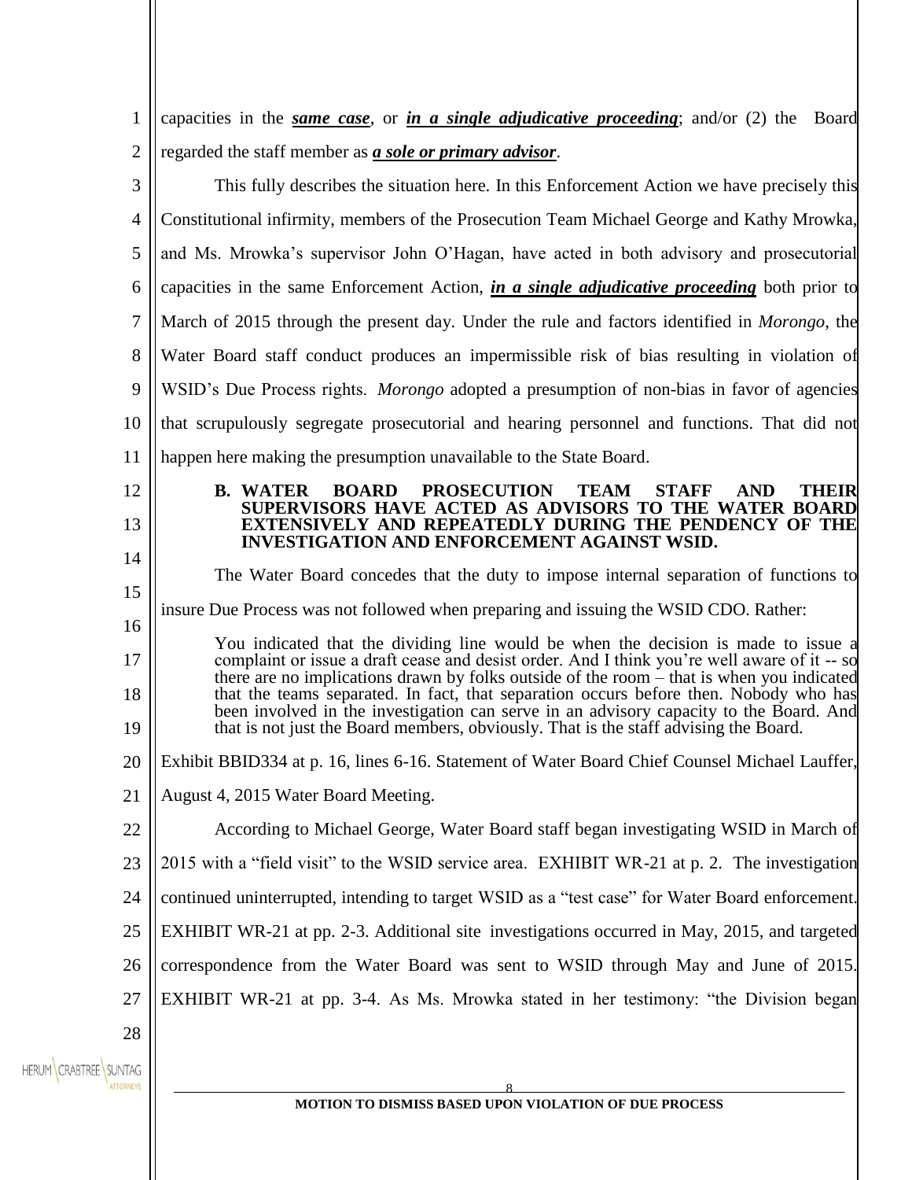capacities in the ***same case***, or ***in a single adjudicative proceeding***; and/or (2) the Board regarded the staff member as ***a sole or primary advisor***.

This fully describes the situation here. In this Enforcement Action we have precisely this Constitutional infirmity, members of the Prosecution Team Michael George and Kathy Mrowka, and Ms. Mrowka's supervisor John O'Hagan, have acted in both advisory and prosecutorial capacities in the same Enforcement Action, ***in a single adjudicative proceeding*** both prior to March of 2015 through the present day. Under the rule and factors identified in *Morongo*, the Water Board staff conduct produces an impermissible risk of bias resulting in violation of WSID's Due Process rights. *Morongo* adopted a presumption of non-bias in favor of agencies that scrupulously segregate prosecutorial and hearing personnel and functions. That did not happen here making the presumption unavailable to the State Board.

### B. WATER BOARD PROSECUTION TEAM STAFF AND THEIR SUPERVISORS HAVE ACTED AS ADVISORS TO THE WATER BOARD EXTENSIVELY AND REPEATEDLY DURING THE PENDENCY OF THE INVESTIGATION AND ENFORCEMENT AGAINST WSID.

The Water Board concedes that the duty to impose internal separation of functions to insure Due Process was not followed when preparing and issuing the WSID CDO. Rather:

> You indicated that the dividing line would be when the decision is made to issue a complaint or issue a draft cease and desist order. And I think you're well aware of it -- so there are no implications drawn by folks outside of the room – that is when you indicated that the teams separated. In fact, that separation occurs before then. Nobody who has been involved in the investigation can serve in an advisory capacity to the Board. And that is not just the Board members, obviously. That is the staff advising the Board.

Exhibit BBID334 at p. 16, lines 6-16. Statement of Water Board Chief Counsel Michael Lauffer, August 4, 2015 Water Board Meeting.

According to Michael George, Water Board staff began investigating WSID in March of 2015 with a "field visit" to the WSID service area. EXHIBIT WR-21 at p. 2. The investigation continued uninterrupted, intending to target WSID as a "test case" for Water Board enforcement. EXHIBIT WR-21 at pp. 2-3. Additional site investigations occurred in May, 2015, and targeted correspondence from the Water Board was sent to WSID through May and June of 2015. EXHIBIT WR-21 at pp. 3-4. As Ms. Mrowka stated in her testimony: "the Division began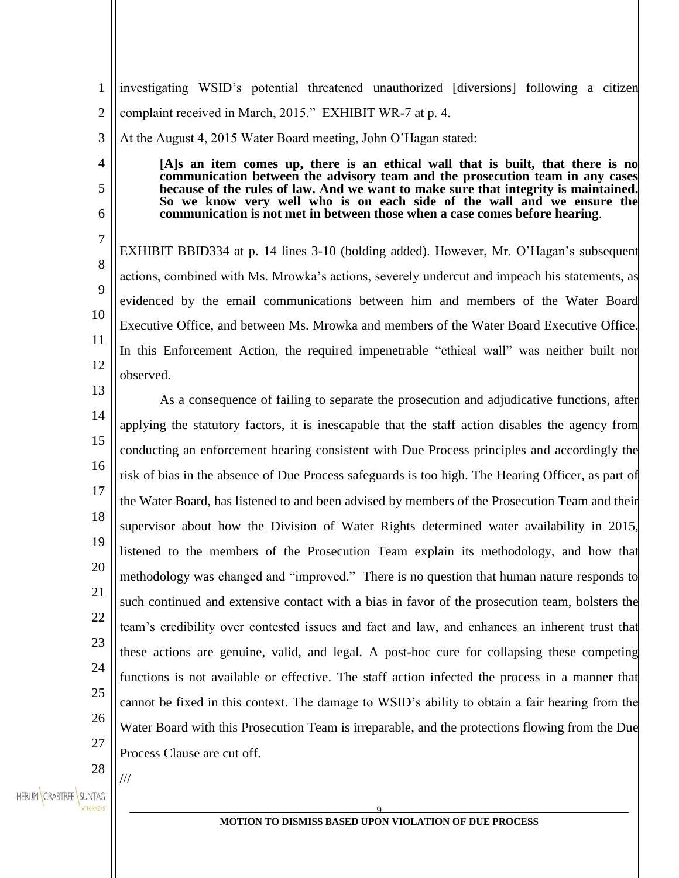investigating WSID's potential threatened unauthorized [diversions] following a citizen complaint received in March, 2015." EXHIBIT WR-7 at p. 4.

At the August 4, 2015 Water Board meeting, John O'Hagan stated:

> **[A]s an item comes up, there is an ethical wall that is built, that there is no communication between the advisory team and the prosecution team in any cases because of the rules of law. And we want to make sure that integrity is maintained. So we know very well who is on each side of the wall and we ensure the communication is not met in between those when a case comes before hearing**.

EXHIBIT BBID334 at p. 14 lines 3-10 (bolding added). However, Mr. O'Hagan's subsequent actions, combined with Ms. Mrowka's actions, severely undercut and impeach his statements, as evidenced by the email communications between him and members of the Water Board Executive Office, and between Ms. Mrowka and members of the Water Board Executive Office. In this Enforcement Action, the required impenetrable "ethical wall" was neither built nor observed.

As a consequence of failing to separate the prosecution and adjudicative functions, after applying the statutory factors, it is inescapable that the staff action disables the agency from conducting an enforcement hearing consistent with Due Process principles and accordingly the risk of bias in the absence of Due Process safeguards is too high. The Hearing Officer, as part of the Water Board, has listened to and been advised by members of the Prosecution Team and their supervisor about how the Division of Water Rights determined water availability in 2015, listened to the members of the Prosecution Team explain its methodology, and how that methodology was changed and "improved." There is no question that human nature responds to such continued and extensive contact with a bias in favor of the prosecution team, bolsters the team's credibility over contested issues and fact and law, and enhances an inherent trust that these actions are genuine, valid, and legal. A post-hoc cure for collapsing these competing functions is not available or effective. The staff action infected the process in a manner that cannot be fixed in this context. The damage to WSID's ability to obtain a fair hearing from the Water Board with this Prosecution Team is irreparable, and the protections flowing from the Due Process Clause are cut off.

///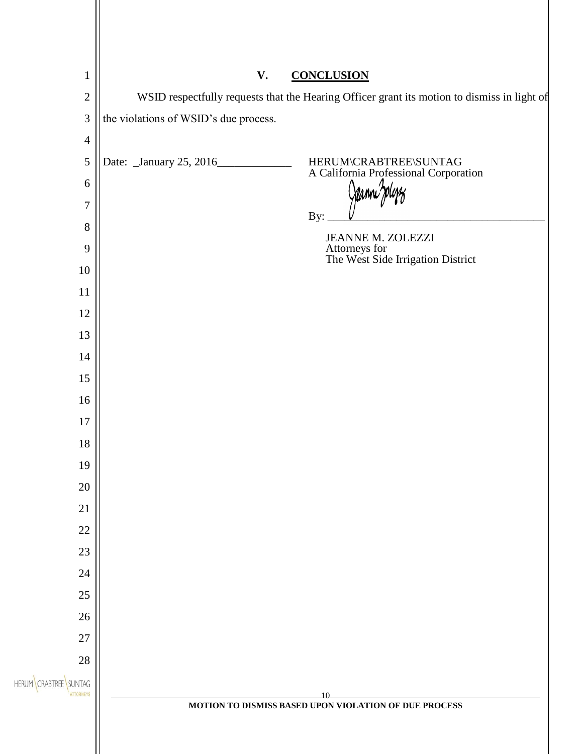## V. CONCLUSION

WSID respectfully requests that the Hearing Officer grant its motion to dismiss in light of the violations of WSID's due process.

Date: _January 25, 2016_____________

HERUM\CRABTREE\SUNTAG
A California Professional Corporation

By: ______________________________________

JEANNE M. ZOLEZZI
Attorneys for
The West Side Irrigation District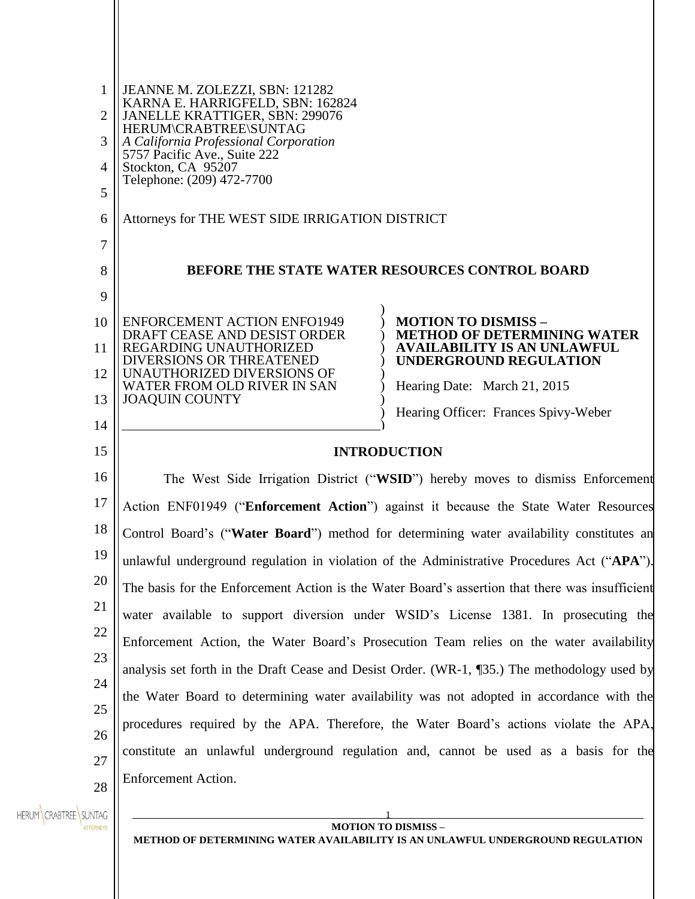JEANNE M. ZOLEZZI, SBN: 121282
KARNA E. HARRIGFELD, SBN: 162824
JANELLE KRATTIGER, SBN: 299076
HERUM\CRABTREE\SUNTAG
*A California Professional Corporation*
5757 Pacific Ave., Suite 222
Stockton, CA 95207
Telephone: (209) 472-7700

Attorneys for THE WEST SIDE IRRIGATION DISTRICT

**BEFORE THE STATE WATER RESOURCES CONTROL BOARD**

| | |
|---|---|
| ENFORCEMENT ACTION ENFO1949 DRAFT CEASE AND DESIST ORDER REGARDING UNAUTHORIZED DIVERSIONS OR THREATENED UNAUTHORIZED DIVERSIONS OF WATER FROM OLD RIVER IN SAN JOAQUIN COUNTY | **MOTION TO DISMISS – METHOD OF DETERMINING WATER AVAILABILITY IS AN UNLAWFUL UNDERGROUND REGULATION**<br><br>Hearing Date: March 21, 2015<br><br>Hearing Officer: Frances Spivy-Weber |

## INTRODUCTION

The West Side Irrigation District ("**WSID**") hereby moves to dismiss Enforcement Action ENF01949 ("**Enforcement Action**") against it because the State Water Resources Control Board's ("**Water Board**") method for determining water availability constitutes an unlawful underground regulation in violation of the Administrative Procedures Act ("**APA**"). The basis for the Enforcement Action is the Water Board's assertion that there was insufficient water available to support diversion under WSID's License 1381. In prosecuting the Enforcement Action, the Water Board's Prosecution Team relies on the water availability analysis set forth in the Draft Cease and Desist Order. (WR-1, ¶35.) The methodology used by the Water Board to determining water availability was not adopted in accordance with the procedures required by the APA. Therefore, the Water Board's actions violate the APA, constitute an unlawful underground regulation and, cannot be used as a basis for the Enforcement Action.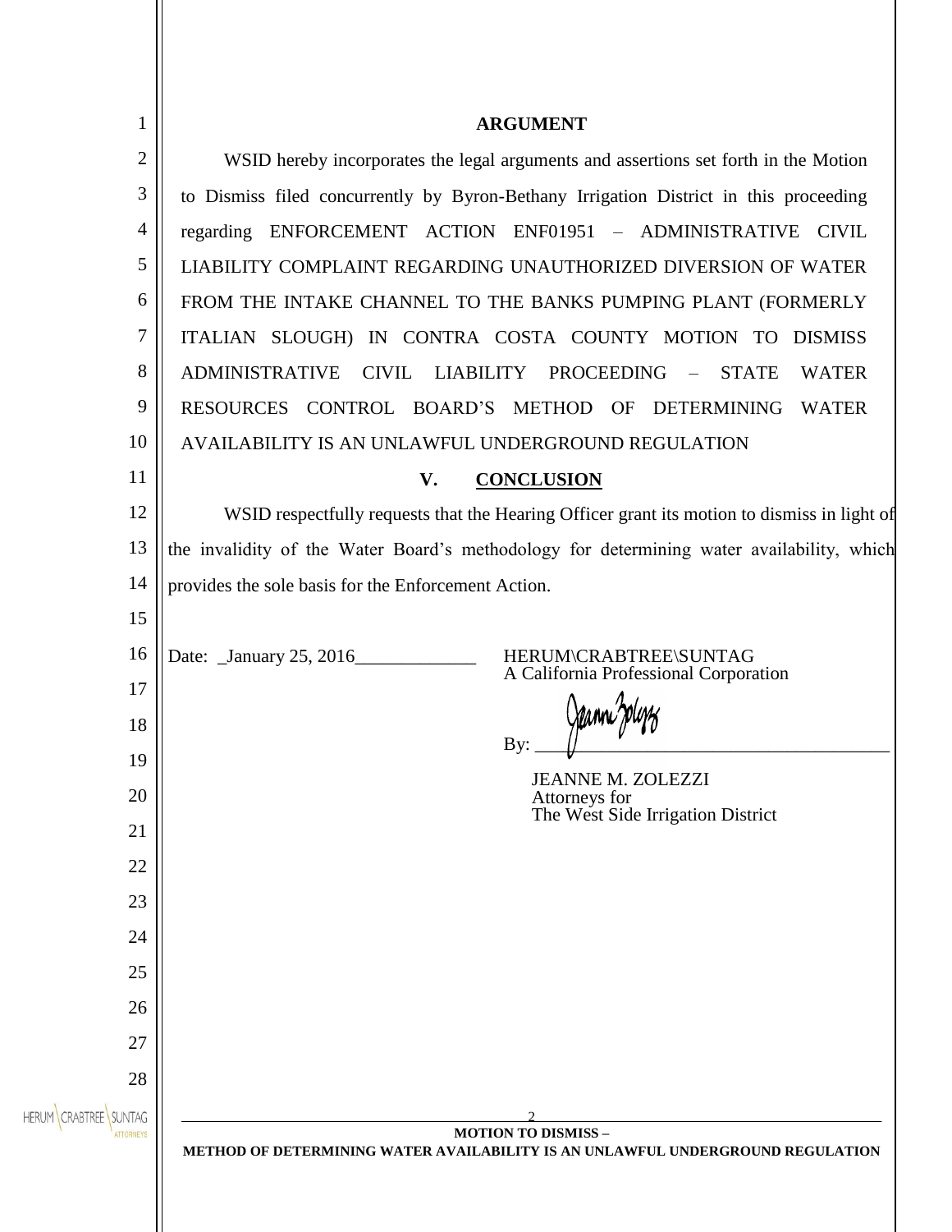## ARGUMENT

WSID hereby incorporates the legal arguments and assertions set forth in the Motion to Dismiss filed concurrently by Byron-Bethany Irrigation District in this proceeding regarding ENFORCEMENT ACTION ENF01951 – ADMINISTRATIVE CIVIL LIABILITY COMPLAINT REGARDING UNAUTHORIZED DIVERSION OF WATER FROM THE INTAKE CHANNEL TO THE BANKS PUMPING PLANT (FORMERLY ITALIAN SLOUGH) IN CONTRA COSTA COUNTY MOTION TO DISMISS ADMINISTRATIVE CIVIL LIABILITY PROCEEDING – STATE WATER RESOURCES CONTROL BOARD'S METHOD OF DETERMINING WATER AVAILABILITY IS AN UNLAWFUL UNDERGROUND REGULATION

## V. CONCLUSION

WSID respectfully requests that the Hearing Officer grant its motion to dismiss in light of the invalidity of the Water Board's methodology for determining water availability, which provides the sole basis for the Enforcement Action.

Date: _January 25, 2016_____________

HERUM\CRABTREE\SUNTAG
A California Professional Corporation

By: ______________________________________

JEANNE M. ZOLEZZI
Attorneys for
The West Side Irrigation District